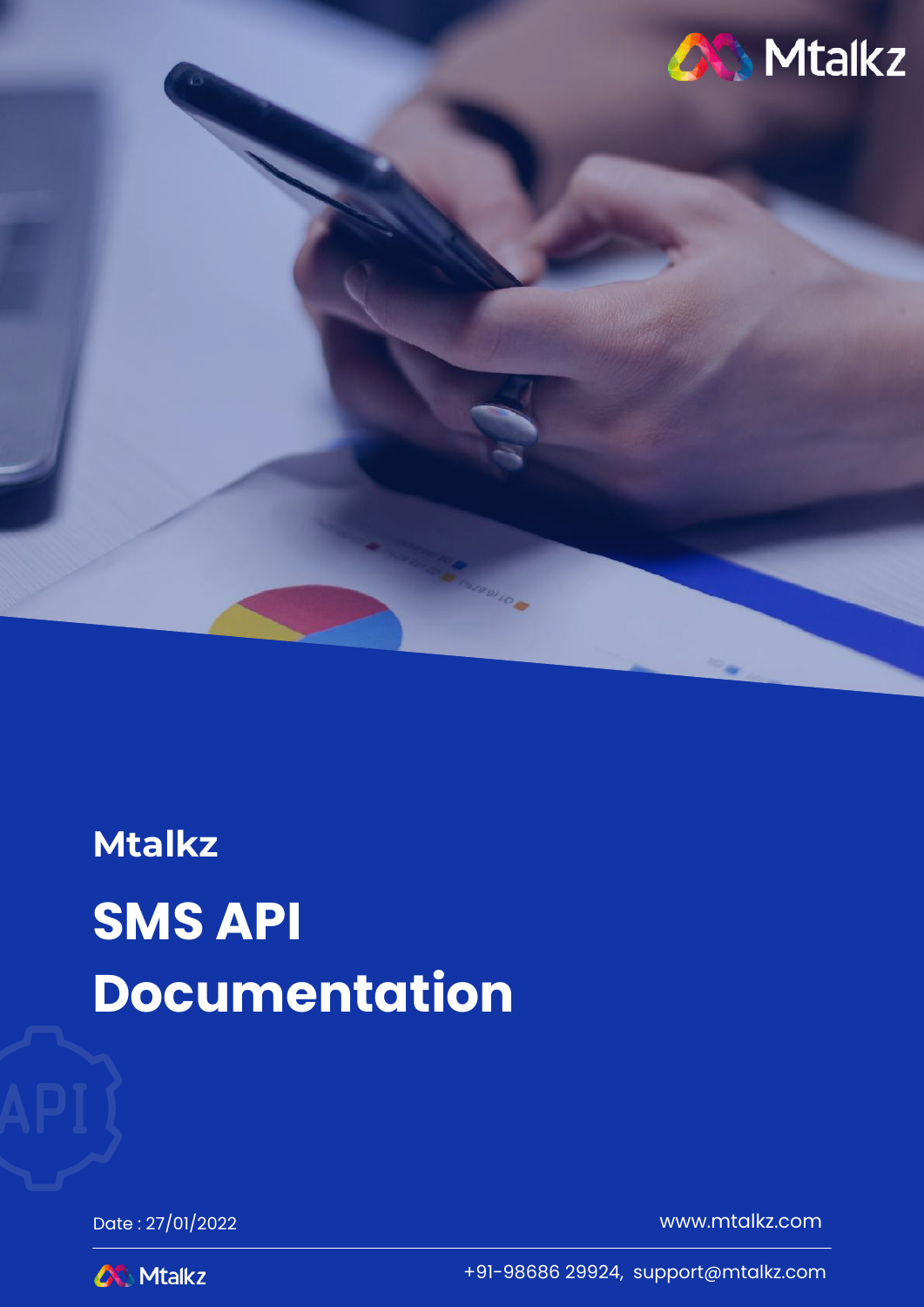Mtalkz

**Mtalkz**

# SMS API Documentation

Date : 27/01/2022

www.mtalkz.com

+91-98686 29924, support@mtalkz.com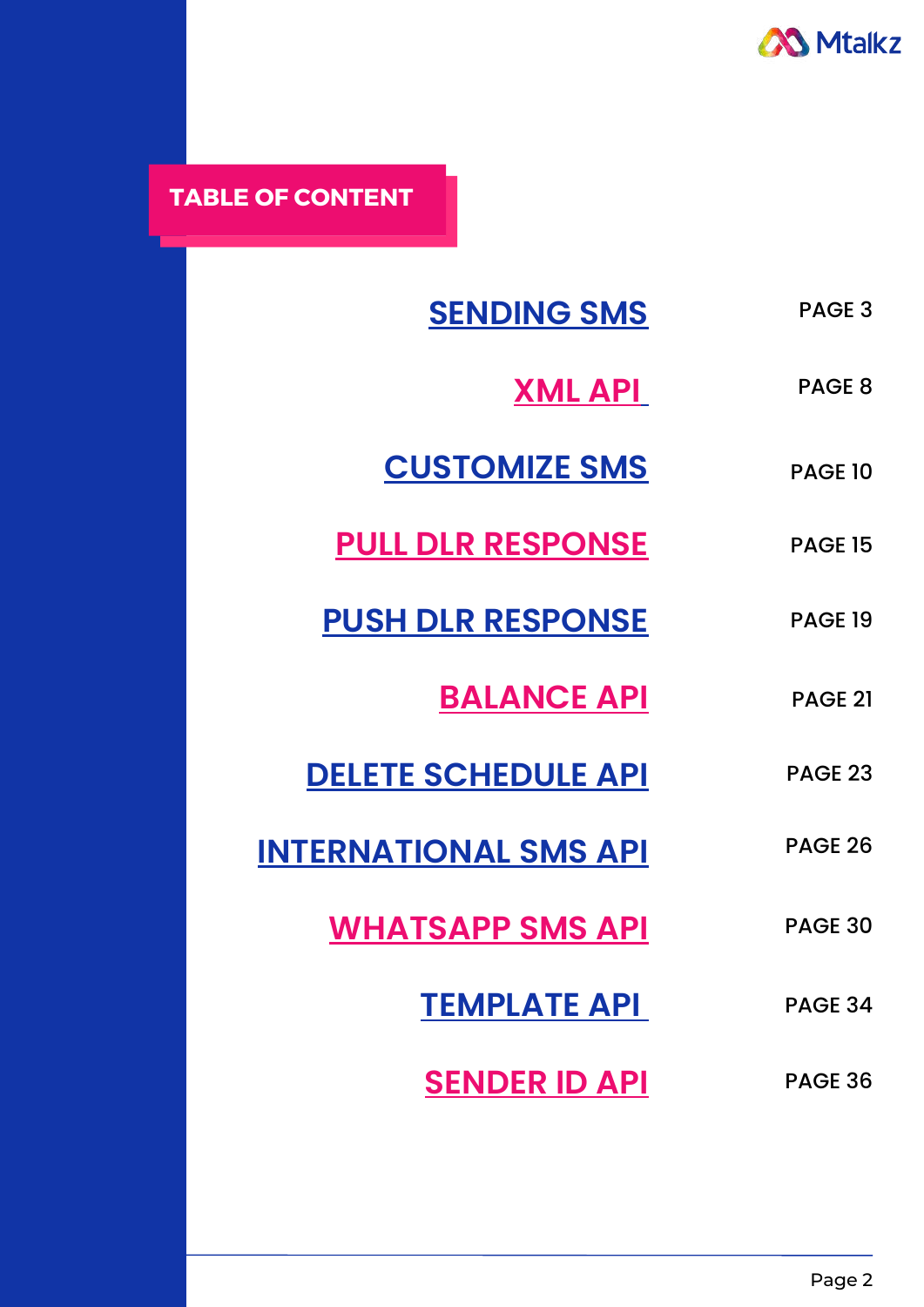## TABLE OF CONTENT

| Section | Page |
|---|---|
| SENDING SMS | PAGE 3 |
| XML API | PAGE 8 |
| CUSTOMIZE SMS | PAGE 10 |
| PULL DLR RESPONSE | PAGE 15 |
| PUSH DLR RESPONSE | PAGE 19 |
| BALANCE API | PAGE 21 |
| DELETE SCHEDULE API | PAGE 23 |
| INTERNATIONAL SMS API | PAGE 26 |
| WHATSAPP SMS API | PAGE 30 |
| TEMPLATE API | PAGE 34 |
| SENDER ID API | PAGE 36 |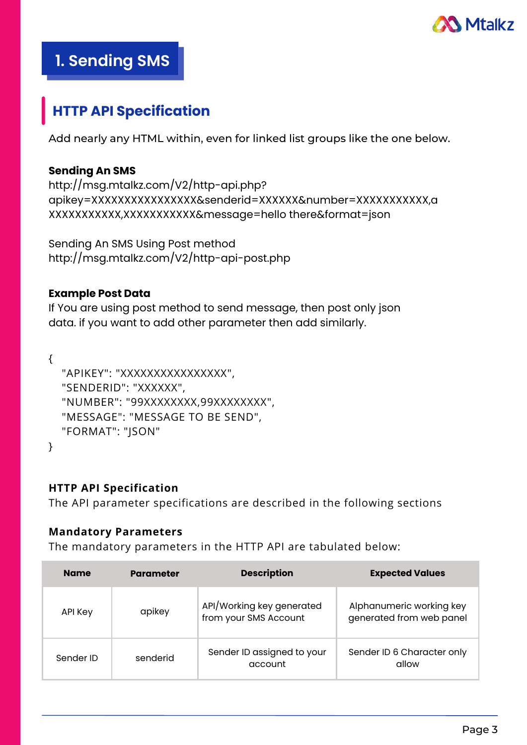# 1. Sending SMS

## HTTP API Specification

Add nearly any HTML within, even for linked list groups like the one below.

**Sending An SMS**
http://msg.mtalkz.com/V2/http-api.php?apikey=XXXXXXXXXXXXXXXX&senderid=XXXXXX&number=XXXXXXXXXXX,aXXXXXXXXXXX,XXXXXXXXXXX&message=hello there&format=json

Sending An SMS Using Post method
http://msg.mtalkz.com/V2/http-api-post.php

**Example Post Data**
If You are using post method to send message, then post only json data. if you want to add other parameter then add similarly.

```
{
   "APIKEY": "XXXXXXXXXXXXXXXX",
   "SENDERID": "XXXXXX",
   "NUMBER": "99XXXXXXXX,99XXXXXXXX",
   "MESSAGE": "MESSAGE TO BE SEND",
   "FORMAT": "JSON"
}
```

**HTTP API Specification**
The API parameter specifications are described in the following sections

**Mandatory Parameters**
The mandatory parameters in the HTTP API are tabulated below:

| Name | Parameter | Description | Expected Values |
|---|---|---|---|
| API Key | apikey | API/Working key generated from your SMS Account | Alphanumeric working key generated from web panel |
| Sender ID | senderid | Sender ID assigned to your account | Sender ID 6 Character only allow |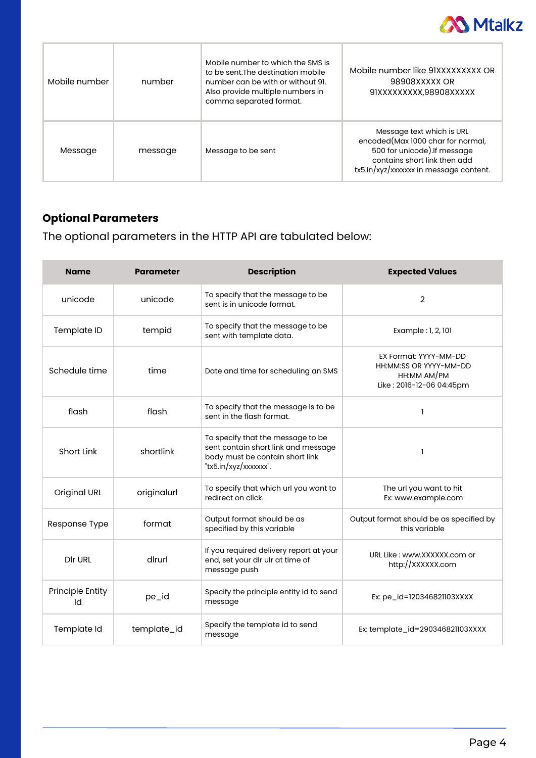| Mobile number | number | Mobile number to which the SMS is to be sent.The destination mobile number can be with or without 91. Also provide multiple numbers in comma separated format. | Mobile number like 91XXXXXXXXX OR 98908XXXXX OR 91XXXXXXXXX,98908XXXXX |
|---|---|---|---|
| Message | message | Message to be sent | Message text which is URL encoded(Max 1000 char for normal, 500 for unicode).If message contains short link then add tx5.in/xyz/xxxxxxx in message content. |

## Optional Parameters

The optional parameters in the HTTP API are tabulated below:

| Name | Parameter | Description | Expected Values |
|---|---|---|---|
| unicode | unicode | To specify that the message to be sent is in unicode format. | 2 |
| Template ID | tempid | To specify that the message to be sent with template data. | Example : 1, 2, 101 |
| Schedule time | time | Date and time for scheduling an SMS | EX Format: YYYY-MM-DD HH:MM:SS OR YYYY-MM-DD HH:MM AM/PM Like : 2016-12-06 04:45pm |
| flash | flash | To specify that the message is to be sent in the flash format. | 1 |
| Short Link | shortlink | To specify that the message to be sent contain short link and message body must be contain short link "tx5.in/xyz/xxxxxxx". | 1 |
| Original URL | originalurl | To specify that which url you want to redirect on click. | The url you want to hit Ex: www.example.com |
| Response Type | format | Output format should be as specified by this variable | Output format should be as specified by this variable |
| Dlr URL | dlrurl | If you required delivery report at your end, set your dlr ulr at time of message push | URL Like : www.XXXXXX.com or http://XXXXXX.com |
| Principle Entity Id | pe_id | Specify the principle entity id to send message | Ex: pe_id=120346821103XXXX |
| Template Id | template_id | Specify the template id to send message | Ex: template_id=290346821103XXXX |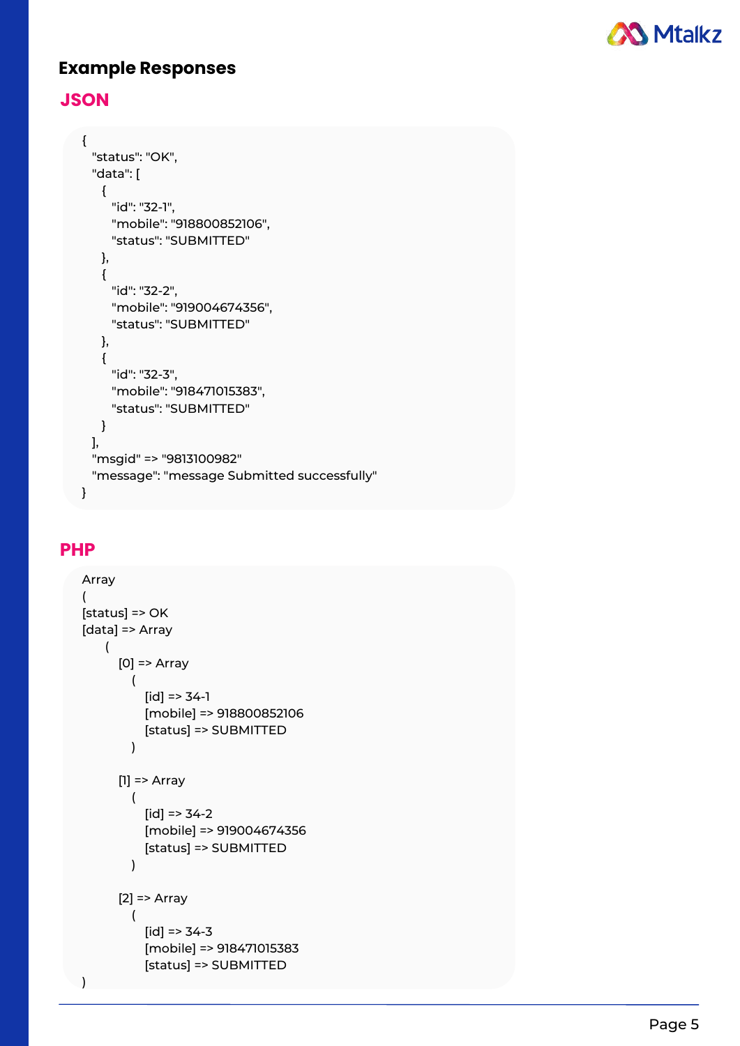## Example Responses

### JSON

```
{
  "status": "OK",
  "data": [
    {
      "id": "32-1",
      "mobile": "918800852106",
      "status": "SUBMITTED"
    },
    {
      "id": "32-2",
      "mobile": "919004674356",
      "status": "SUBMITTED"
    },
    {
      "id": "32-3",
      "mobile": "918471015383",
      "status": "SUBMITTED"
    }
  ],
  "msgid" => "9813100982"
  "message": "message Submitted successfully"
}
```

### PHP

```
Array
(
[status] => OK
[data] => Array
    (
      [0] => Array
        (
          [id] => 34-1
          [mobile] => 918800852106
          [status] => SUBMITTED
        )

      [1] => Array
        (
          [id] => 34-2
          [mobile] => 919004674356
          [status] => SUBMITTED
        )

      [2] => Array
        (
          [id] => 34-3
          [mobile] => 918471015383
          [status] => SUBMITTED
)
```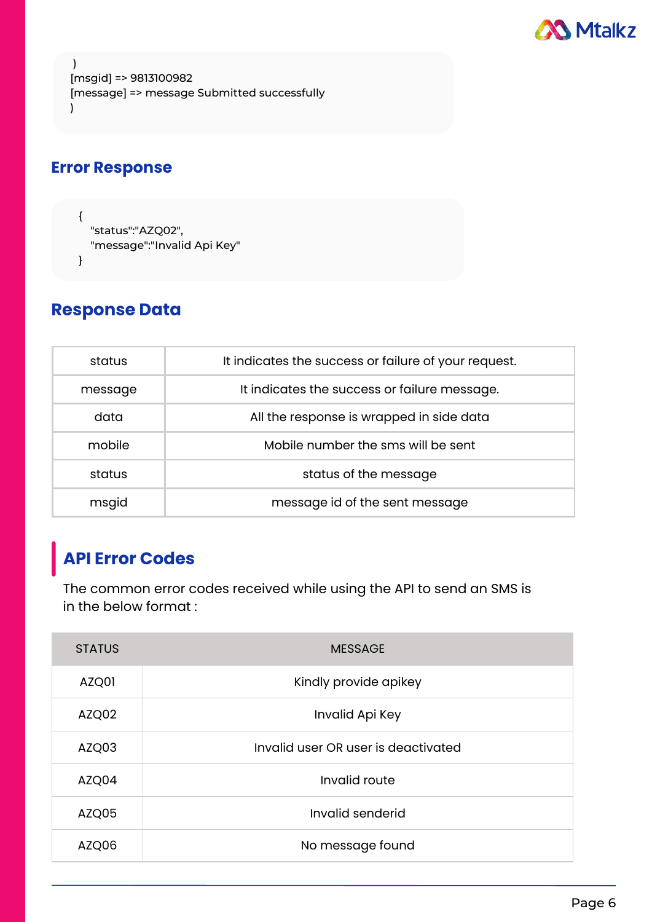```
 )
[msgid] => 9813100982
[message] => message Submitted successfully
)
```

## Error Response

```
{
   "status":"AZQ02",
   "message":"Invalid Api Key"
}
```

## Response Data

| | |
|---|---|
| status | It indicates the success or failure of your request. |
| message | It indicates the success or failure message. |
| data | All the response is wrapped in side data |
| mobile | Mobile number the sms will be sent |
| status | status of the message |
| msgid | message id of the sent message |

## API Error Codes

The common error codes received while using the API to send an SMS is in the below format :

| STATUS | MESSAGE |
|---|---|
| AZQ01 | Kindly provide apikey |
| AZQ02 | Invalid Api Key |
| AZQ03 | Invalid user OR user is deactivated |
| AZQ04 | Invalid route |
| AZQ05 | Invalid senderid |
| AZQ06 | No message found |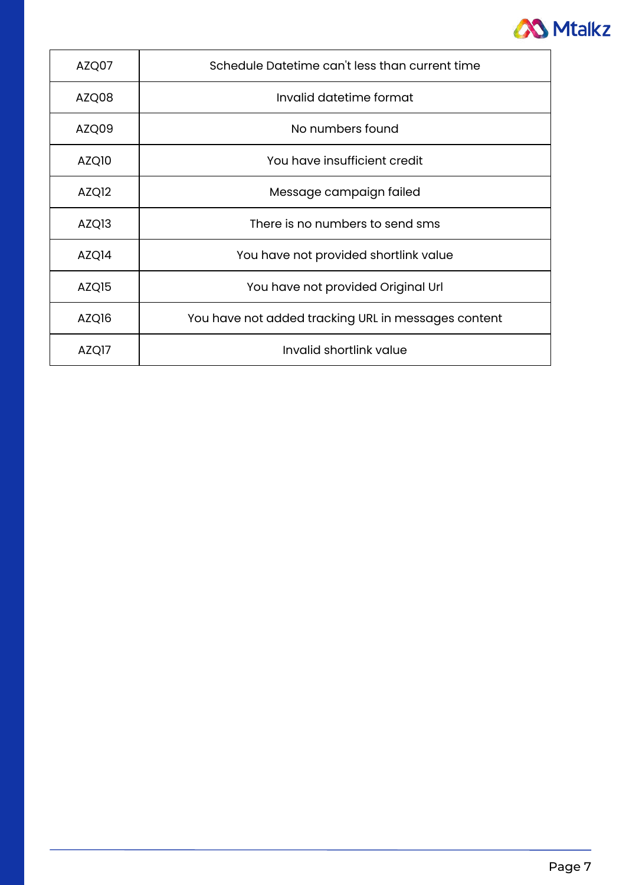| | |
|---|---|
| AZQ07 | Schedule Datetime can't less than current time |
| AZQ08 | Invalid datetime format |
| AZQ09 | No numbers found |
| AZQ10 | You have insufficient credit |
| AZQ12 | Message campaign failed |
| AZQ13 | There is no numbers to send sms |
| AZQ14 | You have not provided shortlink value |
| AZQ15 | You have not provided Original Url |
| AZQ16 | You have not added tracking URL in messages content |
| AZQ17 | Invalid shortlink value |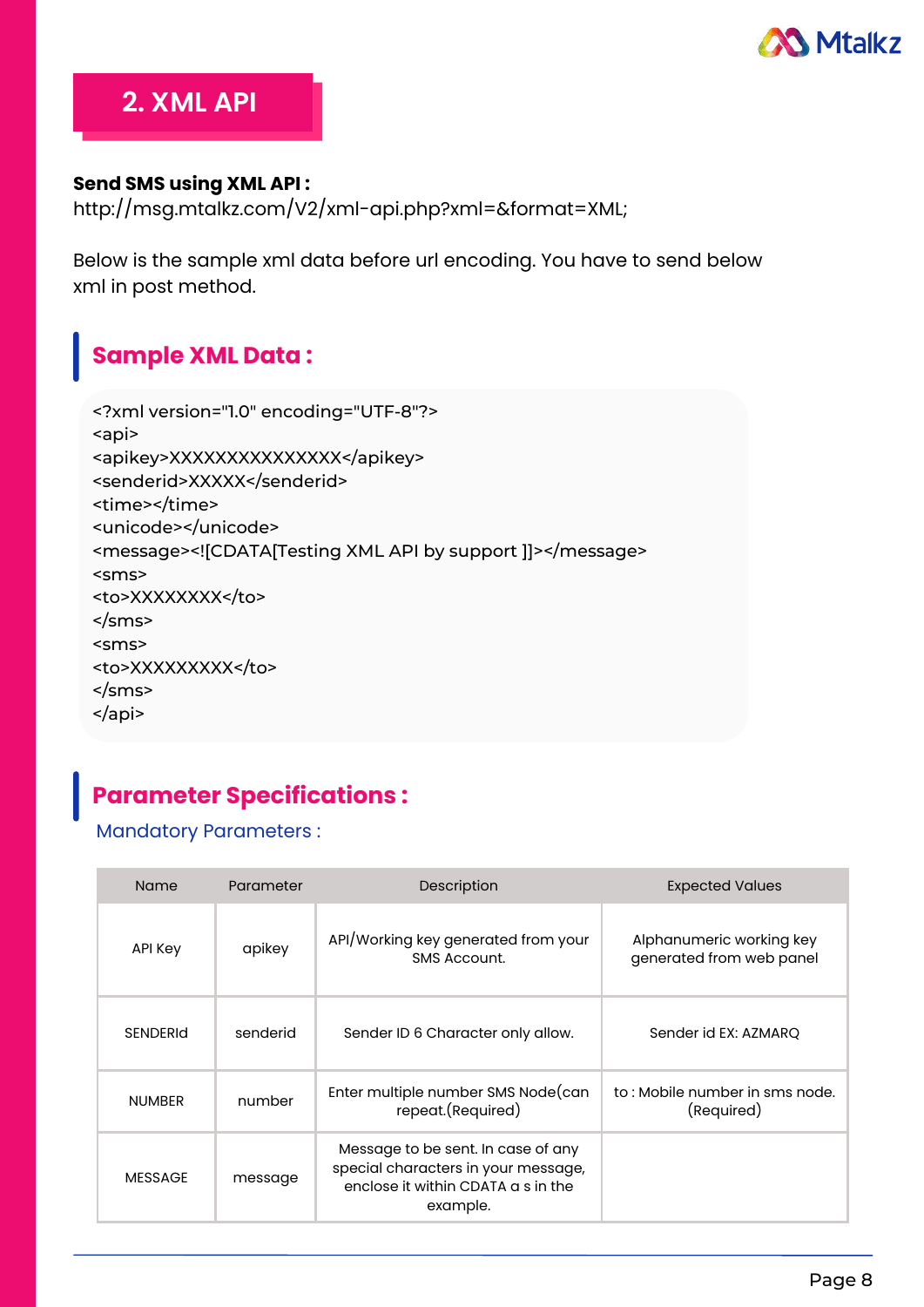## 2. XML API

**Send SMS using XML API :**
http://msg.mtalkz.com/V2/xml-api.php?xml=&format=XML;

Below is the sample xml data before url encoding. You have to send below xml in post method.

### Sample XML Data :

```
<?xml version="1.0" encoding="UTF-8"?>
<api>
<apikey>XXXXXXXXXXXXXXX</apikey>
<senderid>XXXXX</senderid>
<time></time>
<unicode></unicode>
<message><![CDATA[Testing XML API by support ]]></message>
<sms>
<to>XXXXXXXX</to>
</sms>
<sms>
<to>XXXXXXXXX</to>
</sms>
</api>
```

### Parameter Specifications :

Mandatory Parameters :

| Name | Parameter | Description | Expected Values |
|---|---|---|---|
| API Key | apikey | API/Working key generated from your SMS Account. | Alphanumeric working key generated from web panel |
| SENDERId | senderid | Sender ID 6 Character only allow. | Sender id EX: AZMARQ |
| NUMBER | number | Enter multiple number SMS Node(can repeat.(Required) | to : Mobile number in sms node.(Required) |
| MESSAGE | message | Message to be sent. In case of any special characters in your message, enclose it within CDATA a s in the example. | |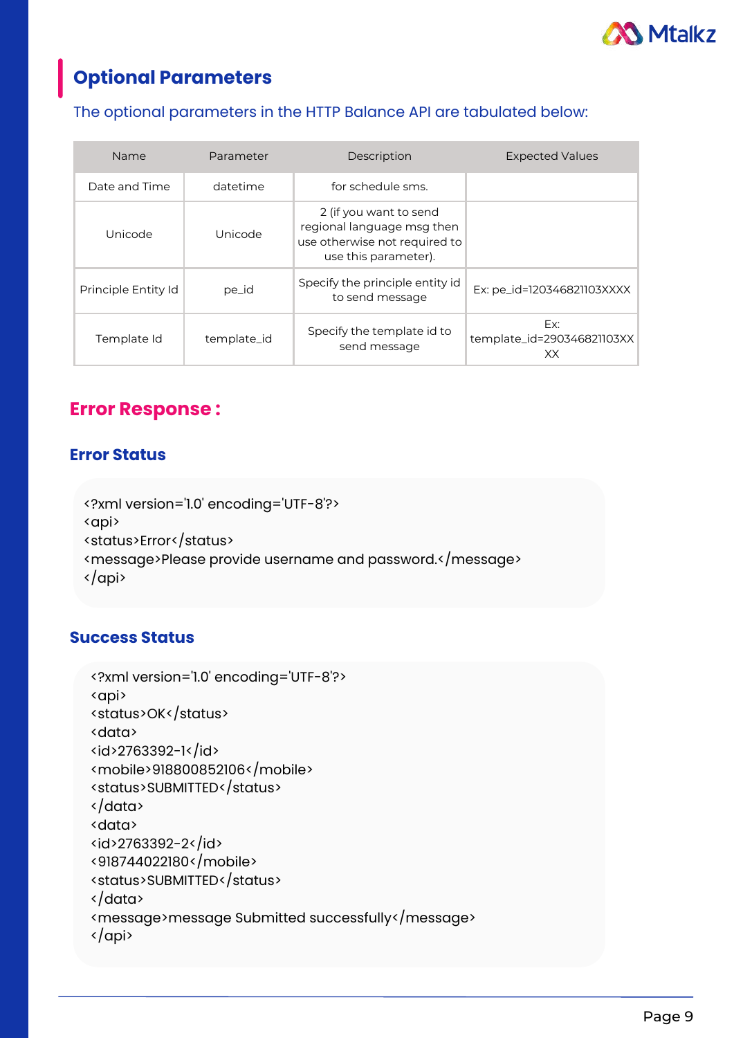## Optional Parameters

The optional parameters in the HTTP Balance API are tabulated below:

| Name | Parameter | Description | Expected Values |
| --- | --- | --- | --- |
| Date and Time | datetime | for schedule sms. | |
| Unicode | Unicode | 2 (if you want to send regional language msg then use otherwise not required to use this parameter). | |
| Principle Entity Id | pe_id | Specify the principle entity id to send message | Ex: pe_id=120346821103XXXX |
| Template Id | template_id | Specify the template id to send message | Ex: template_id=290346821103XXXX |

## Error Response :

### Error Status

```
<?xml version='1.0' encoding='UTF-8'?>
<api>
<status>Error</status>
<message>Please provide username and password.</message>
</api>
```

### Success Status

```
<?xml version='1.0' encoding='UTF-8'?>
<api>
<status>OK</status>
<data>
<id>2763392-1</id>
<mobile>918800852106</mobile>
<status>SUBMITTED</status>
</data>
<data>
<id>2763392-2</id>
<918744022180</mobile>
<status>SUBMITTED</status>
</data>
<message>message Submitted successfully</message>
</api>
```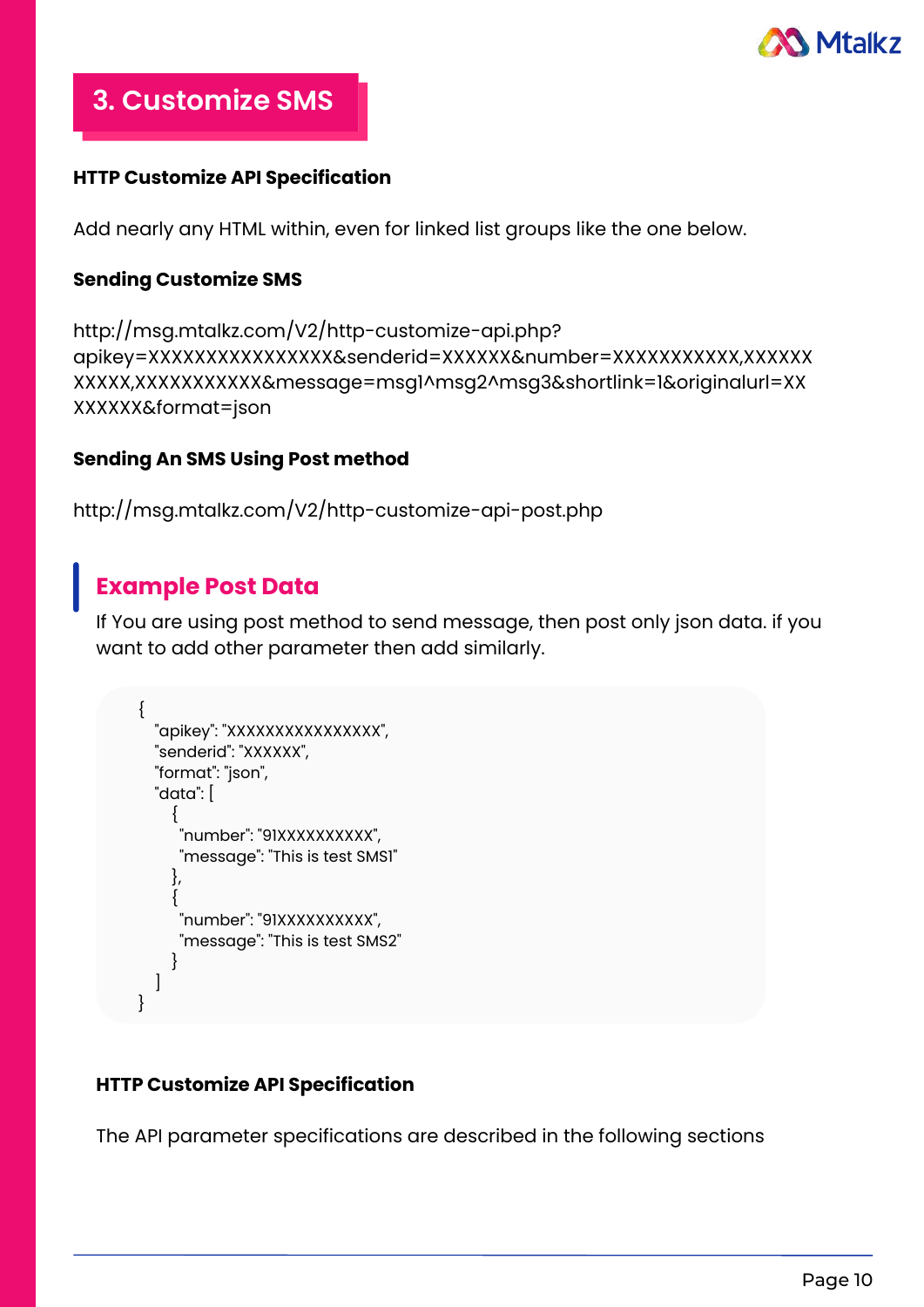## 3. Customize SMS

**HTTP Customize API Specification**

Add nearly any HTML within, even for linked list groups like the one below.

**Sending Customize SMS**

http://msg.mtalkz.com/V2/http-customize-api.php?apikey=XXXXXXXXXXXXXXXX&senderid=XXXXXX&number=XXXXXXXXXXX,XXXXXXXXXXX,XXXXXXXXXXX&message=msg1^msg2^msg3&shortlink=1&originalurl=XXXXXXXX&format=json

**Sending An SMS Using Post method**

http://msg.mtalkz.com/V2/http-customize-api-post.php

### Example Post Data

If You are using post method to send message, then post only json data. if you want to add other parameter then add similarly.

```
{
  "apikey": "XXXXXXXXXXXXXXXX",
  "senderid": "XXXXXX",
  "format": "json",
  "data": [
    {
     "number": "91XXXXXXXXXX",
     "message": "This is test SMS1"
    },
    {
     "number": "91XXXXXXXXXX",
     "message": "This is test SMS2"
    }
  ]
}
```

**HTTP Customize API Specification**

The API parameter specifications are described in the following sections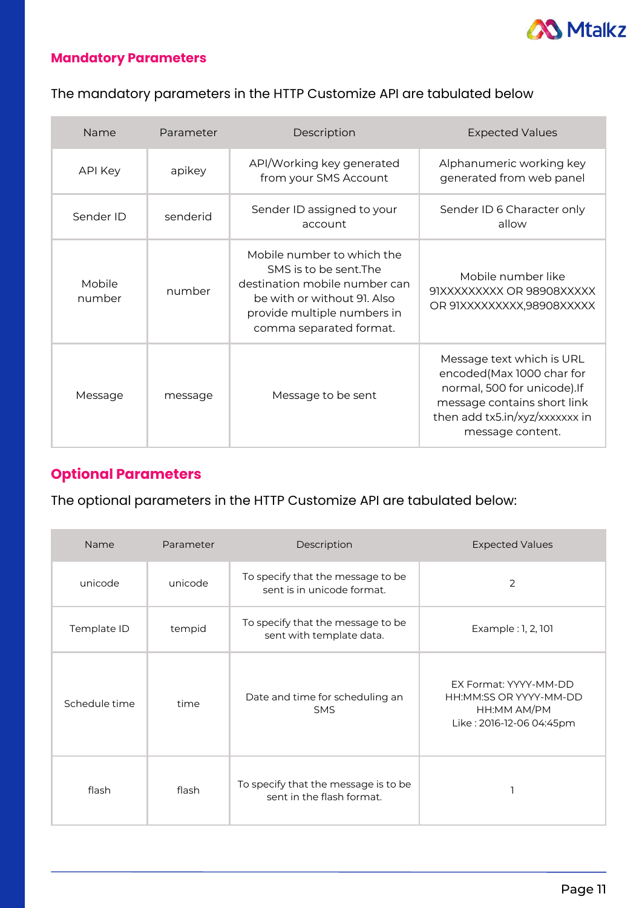## Mandatory Parameters

The mandatory parameters in the HTTP Customize API are tabulated below

| Name | Parameter | Description | Expected Values |
|---|---|---|---|
| API Key | apikey | API/Working key generated from your SMS Account | Alphanumeric working key generated from web panel |
| Sender ID | senderid | Sender ID assigned to your account | Sender ID 6 Character only allow |
| Mobile number | number | Mobile number to which the SMS is to be sent.The destination mobile number can be with or without 91. Also provide multiple numbers in comma separated format. | Mobile number like 91XXXXXXXXX OR 98908XXXXX OR 91XXXXXXXXX,98908XXXXX |
| Message | message | Message to be sent | Message text which is URL encoded(Max 1000 char for normal, 500 for unicode).If message contains short link then add tx5.in/xyz/xxxxxxx in message content. |

## Optional Parameters

The optional parameters in the HTTP Customize API are tabulated below:

| Name | Parameter | Description | Expected Values |
|---|---|---|---|
| unicode | unicode | To specify that the message to be sent is in unicode format. | 2 |
| Template ID | tempid | To specify that the message to be sent with template data. | Example : 1, 2, 101 |
| Schedule time | time | Date and time for scheduling an SMS | EX Format: YYYY-MM-DD HH:MM:SS OR YYYY-MM-DD HH:MM AM/PM Like : 2016-12-06 04:45pm |
| flash | flash | To specify that the message is to be sent in the flash format. | 1 |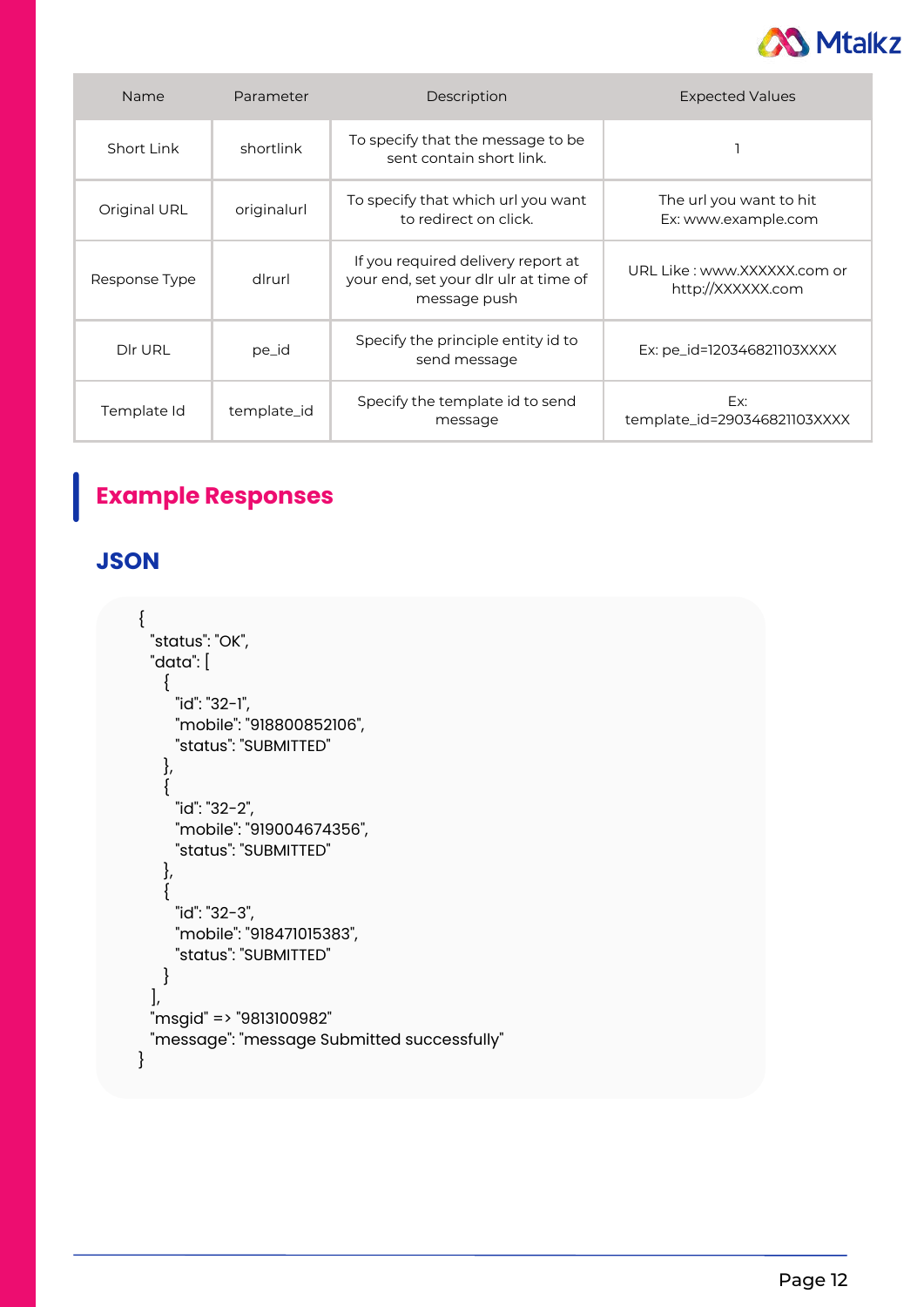| Name | Parameter | Description | Expected Values |
|---|---|---|---|
| Short Link | shortlink | To specify that the message to be sent contain short link. | 1 |
| Original URL | originalurl | To specify that which url you want to redirect on click. | The url you want to hit Ex: www.example.com |
| Response Type | dlrurl | If you required delivery report at your end, set your dlr ulr at time of message push | URL Like : www.XXXXXX.com or http://XXXXXX.com |
| Dlr URL | pe_id | Specify the principle entity id to send message | Ex: pe_id=120346821103XXXX |
| Template Id | template_id | Specify the template id to send message | Ex: template_id=290346821103XXXX |

## Example Responses

### JSON

```
{
  "status": "OK",
  "data": [
    {
      "id": "32-1",
      "mobile": "918800852106",
      "status": "SUBMITTED"
    },
    {
      "id": "32-2",
      "mobile": "919004674356",
      "status": "SUBMITTED"
    },
    {
      "id": "32-3",
      "mobile": "918471015383",
      "status": "SUBMITTED"
    }
  ],
  "msgid" => "9813100982"
  "message": "message Submitted successfully"
}
```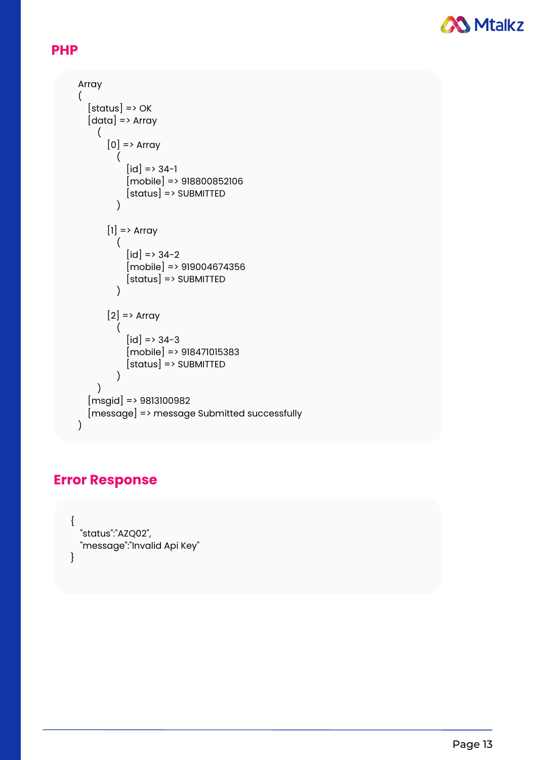## PHP

```
Array
(
    [status] => OK
    [data] => Array
        (
            [0] => Array
                (
                    [id] => 34-1
                    [mobile] => 918800852106
                    [status] => SUBMITTED
                )

            [1] => Array
                (
                    [id] => 34-2
                    [mobile] => 919004674356
                    [status] => SUBMITTED
                )

            [2] => Array
                (
                    [id] => 34-3
                    [mobile] => 918471015383
                    [status] => SUBMITTED
                )
        )
    [msgid] => 9813100982
    [message] => message Submitted successfully
)
```

## Error Response

```
{
  "status":"AZQ02",
  "message":"Invalid Api Key"
}
```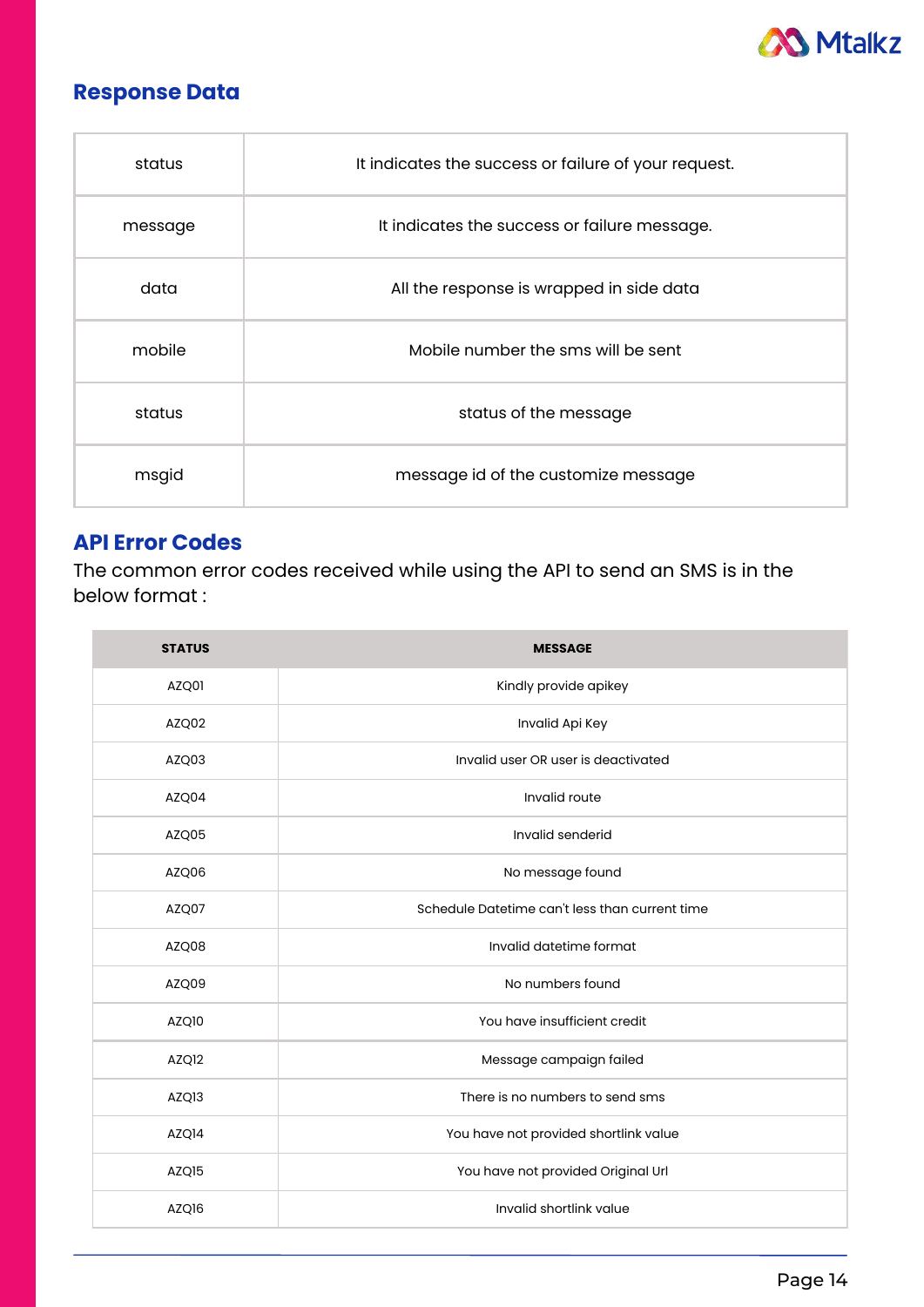## Response Data

| | |
|---|---|
| status | It indicates the success or failure of your request. |
| message | It indicates the success or failure message. |
| data | All the response is wrapped in side data |
| mobile | Mobile number the sms will be sent |
| status | status of the message |
| msgid | message id of the customize message |

## API Error Codes

The common error codes received while using the API to send an SMS is in the below format :

| STATUS | MESSAGE |
|---|---|
| AZQ01 | Kindly provide apikey |
| AZQ02 | Invalid Api Key |
| AZQ03 | Invalid user OR user is deactivated |
| AZQ04 | Invalid route |
| AZQ05 | Invalid senderid |
| AZQ06 | No message found |
| AZQ07 | Schedule Datetime can't less than current time |
| AZQ08 | Invalid datetime format |
| AZQ09 | No numbers found |
| AZQ10 | You have insufficient credit |
| AZQ12 | Message campaign failed |
| AZQ13 | There is no numbers to send sms |
| AZQ14 | You have not provided shortlink value |
| AZQ15 | You have not provided Original Url |
| AZQ16 | Invalid shortlink value |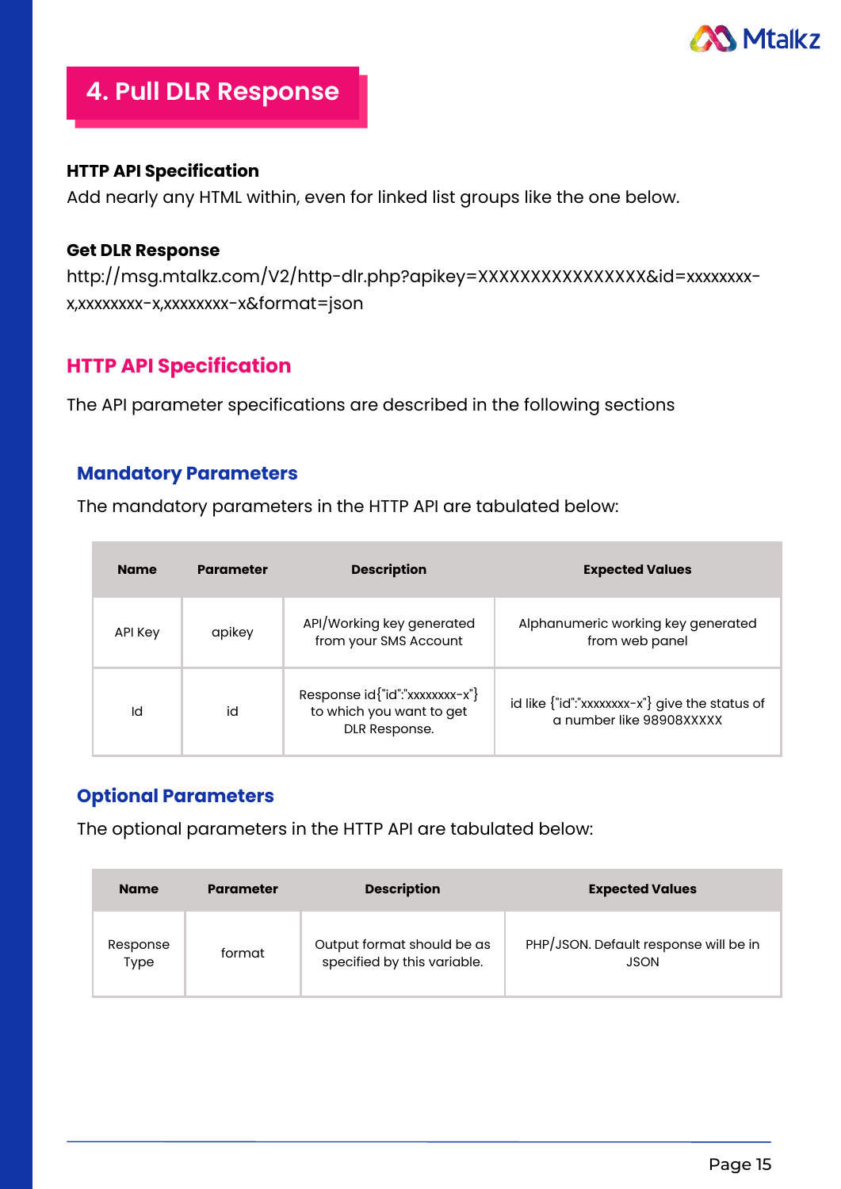# 4. Pull DLR Response

**HTTP API Specification**

Add nearly any HTML within, even for linked list groups like the one below.

**Get DLR Response**

http://msg.mtalkz.com/V2/http-dlr.php?apikey=XXXXXXXXXXXXXXXX&id=xxxxxxxx-x,xxxxxxxx-x,xxxxxxxx-x&format=json

## HTTP API Specification

The API parameter specifications are described in the following sections

### Mandatory Parameters

The mandatory parameters in the HTTP API are tabulated below:

| Name | Parameter | Description | Expected Values |
|---|---|---|---|
| API Key | apikey | API/Working key generated from your SMS Account | Alphanumeric working key generated from web panel |
| Id | id | Response id{"id":"xxxxxxxx-x"} to which you want to get DLR Response. | id like {"id":"xxxxxxxx-x"} give the status of a number like 98908XXXXX |

### Optional Parameters

The optional parameters in the HTTP API are tabulated below:

| Name | Parameter | Description | Expected Values |
|---|---|---|---|
| Response Type | format | Output format should be as specified by this variable. | PHP/JSON. Default response will be in JSON |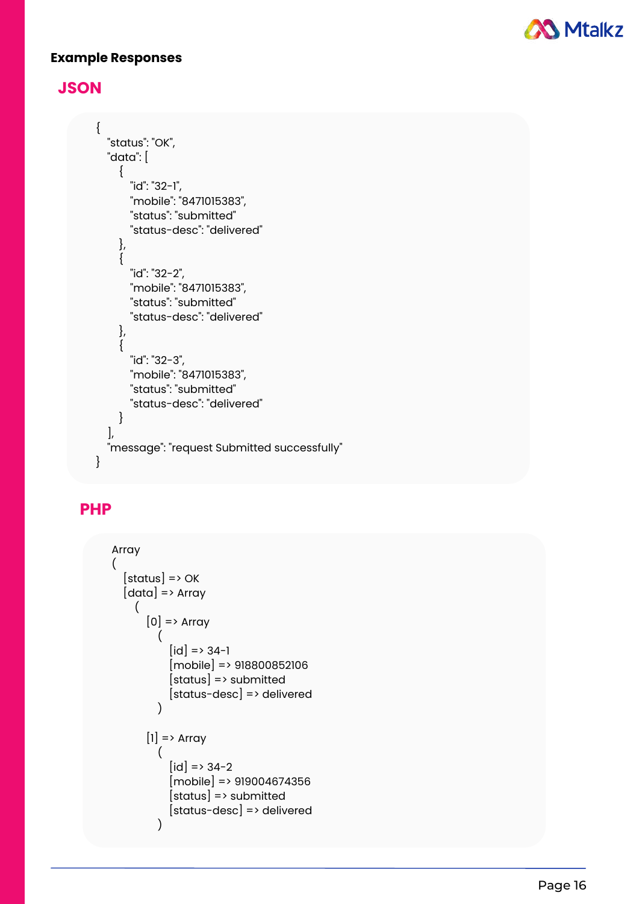**Example Responses**

## JSON

```
{
   "status": "OK",
   "data": [
      {
         "id": "32-1",
         "mobile": "8471015383",
         "status": "submitted"
         "status-desc": "delivered"
      },
      {
         "id": "32-2",
         "mobile": "8471015383",
         "status": "submitted"
         "status-desc": "delivered"
      },
      {
         "id": "32-3",
         "mobile": "8471015383",
         "status": "submitted"
         "status-desc": "delivered"
      }
   ],
   "message": "request Submitted successfully"
}
```

## PHP

```
Array
(
   [status] => OK
   [data] => Array
      (
         [0] => Array
            (
               [id] => 34-1
               [mobile] => 918800852106
               [status] => submitted
               [status-desc] => delivered
            )

         [1] => Array
            (
               [id] => 34-2
               [mobile] => 919004674356
               [status] => submitted
               [status-desc] => delivered
            )
```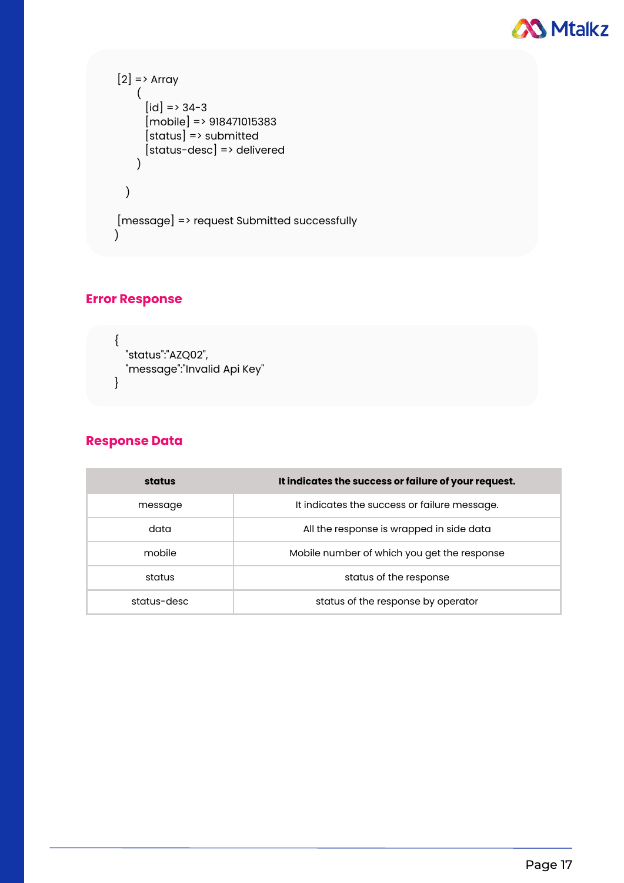```
[2] => Array
    (
        [id] => 34-3
        [mobile] => 918471015383
        [status] => submitted
        [status-desc] => delivered
    )

  )

[message] => request Submitted successfully
)
```

## Error Response

```
{
  "status":"AZQ02",
  "message":"Invalid Api Key"
}
```

## Response Data

| status | It indicates the success or failure of your request. |
|---|---|
| message | It indicates the success or failure message. |
| data | All the response is wrapped in side data |
| mobile | Mobile number of which you get the response |
| status | status of the response |
| status-desc | status of the response by operator |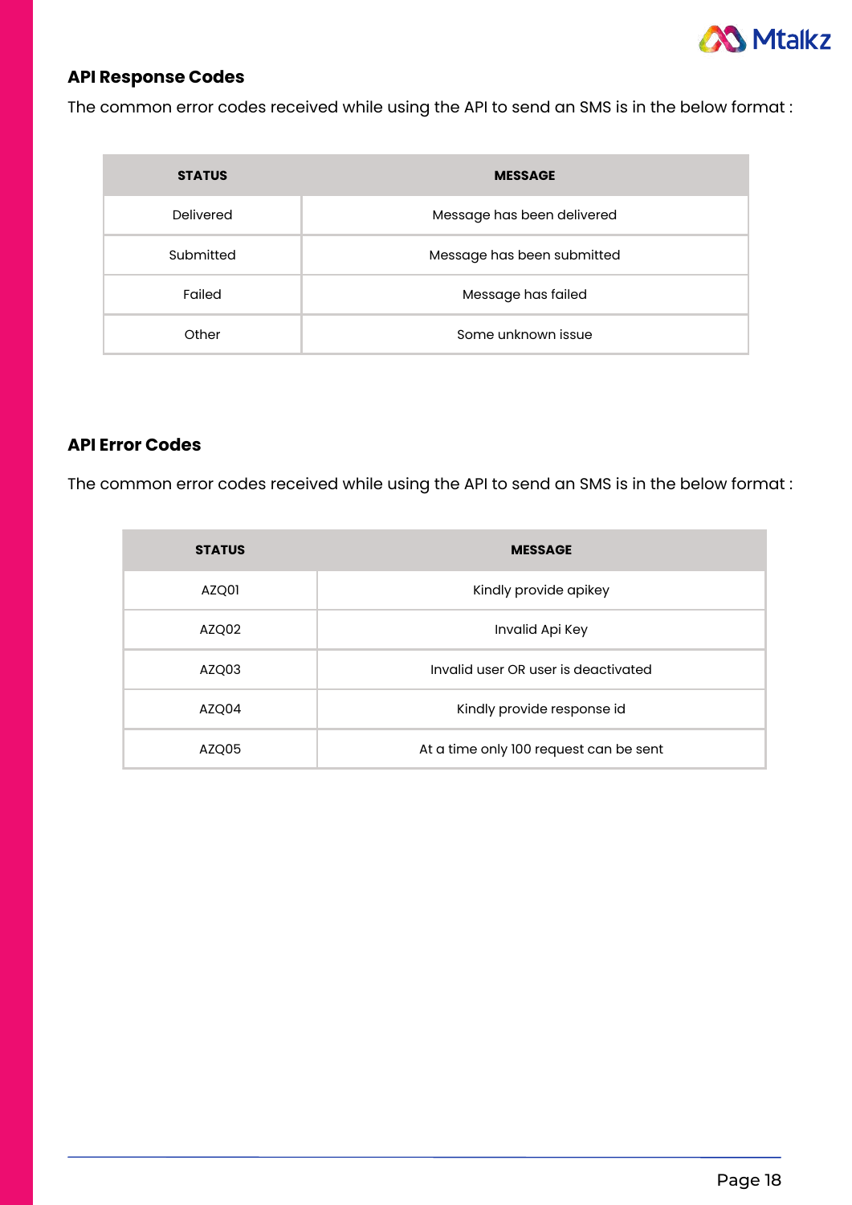## API Response Codes

The common error codes received while using the API to send an SMS is in the below format :

| STATUS | MESSAGE |
|---|---|
| Delivered | Message has been delivered |
| Submitted | Message has been submitted |
| Failed | Message has failed |
| Other | Some unknown issue |

## API Error Codes

The common error codes received while using the API to send an SMS is in the below format :

| STATUS | MESSAGE |
|---|---|
| AZQ01 | Kindly provide apikey |
| AZQ02 | Invalid Api Key |
| AZQ03 | Invalid user OR user is deactivated |
| AZQ04 | Kindly provide response id |
| AZQ05 | At a time only 100 request can be sent |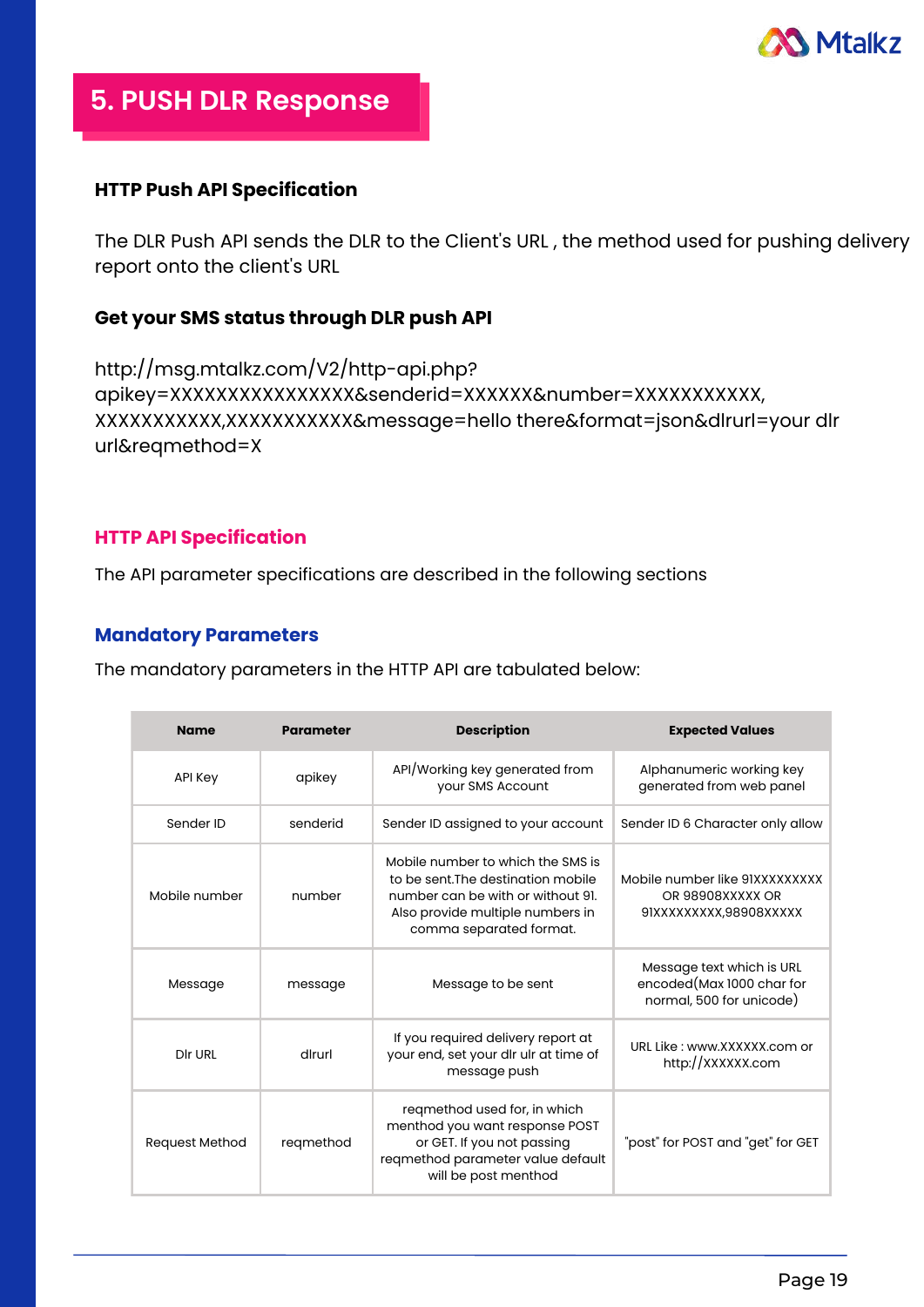# 5. PUSH DLR Response

### HTTP Push API Specification

The DLR Push API sends the DLR to the Client's URL , the method used for pushing delivery report onto the client's URL

### Get your SMS status through DLR push API

http://msg.mtalkz.com/V2/http-api.php?apikey=XXXXXXXXXXXXXXXX&senderid=XXXXXX&number=XXXXXXXXXXX,XXXXXXXXXXX,XXXXXXXXXXX&message=hello there&format=json&dlrurl=your dlr url&reqmethod=X

### HTTP API Specification

The API parameter specifications are described in the following sections

### Mandatory Parameters

The mandatory parameters in the HTTP API are tabulated below:

| Name | Parameter | Description | Expected Values |
| --- | --- | --- | --- |
| API Key | apikey | API/Working key generated from your SMS Account | Alphanumeric working key generated from web panel |
| Sender ID | senderid | Sender ID assigned to your account | Sender ID 6 Character only allow |
| Mobile number | number | Mobile number to which the SMS is to be sent.The destination mobile number can be with or without 91. Also provide multiple numbers in comma separated format. | Mobile number like 91XXXXXXXXXX OR 98908XXXXX OR 91XXXXXXXXXX,98908XXXXX |
| Message | message | Message to be sent | Message text which is URL encoded(Max 1000 char for normal, 500 for unicode) |
| Dlr URL | dlrurl | If you required delivery report at your end, set your dlr ulr at time of message push | URL Like : www.XXXXXX.com or http://XXXXXX.com |
| Request Method | reqmethod | reqmethod used for, in which menthod you want response POST or GET. If you not passing reqmethod parameter value default will be post menthod | "post" for POST and "get" for GET |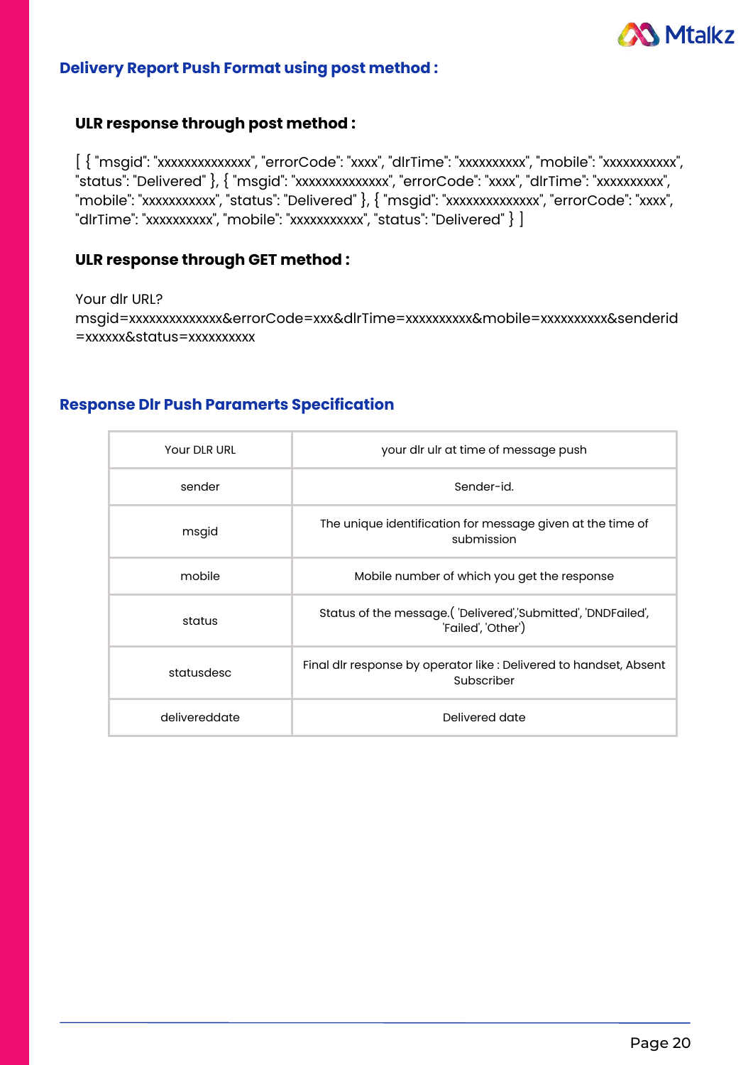## Delivery Report Push Format using post method :

### ULR response through post method :

[ { "msgid": "xxxxxxxxxxxxxx", "errorCode": "xxxx", "dlrTime": "xxxxxxxxxx", "mobile": "xxxxxxxxxxx", "status": "Delivered" }, { "msgid": "xxxxxxxxxxxxxx", "errorCode": "xxxx", "dlrTime": "xxxxxxxxxx", "mobile": "xxxxxxxxxxx", "status": "Delivered" }, { "msgid": "xxxxxxxxxxxxxx", "errorCode": "xxxx", "dlrTime": "xxxxxxxxxx", "mobile": "xxxxxxxxxxx", "status": "Delivered" } ]

### ULR response through GET method :

Your dlr URL?
msgid=xxxxxxxxxxxxxx&errorCode=xxx&dlrTime=xxxxxxxxxx&mobile=xxxxxxxxxx&senderid=xxxxxx&status=xxxxxxxxxx

## Response Dlr Push Paramerts Specification

| Your DLR URL | your dlr ulr at time of message push |
|---|---|
| sender | Sender-id. |
| msgid | The unique identification for message given at the time of submission |
| mobile | Mobile number of which you get the response |
| status | Status of the message.( 'Delivered','Submitted', 'DNDFailed', 'Failed', 'Other') |
| statusdesc | Final dlr response by operator like : Delivered to handset, Absent Subscriber |
| delivereddate | Delivered date |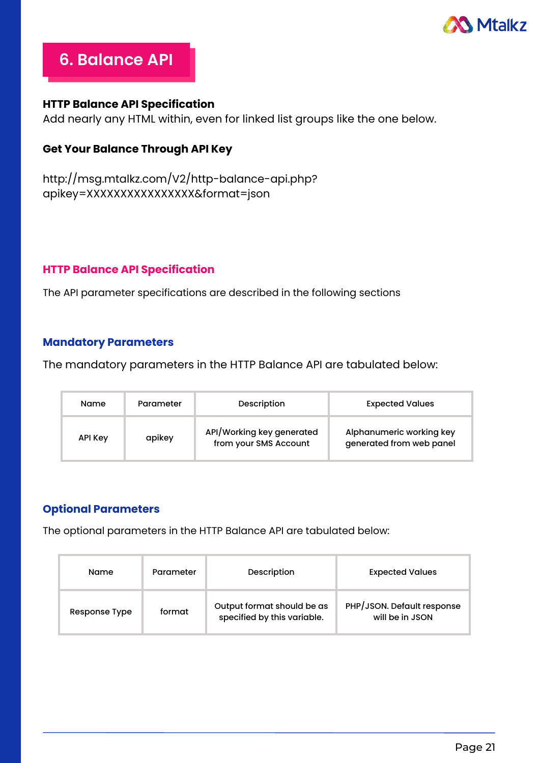# 6. Balance API

**HTTP Balance API Specification**

Add nearly any HTML within, even for linked list groups like the one below.

**Get Your Balance Through API Key**

http://msg.mtalkz.com/V2/http-balance-api.php?apikey=XXXXXXXXXXXXXXXX&format=json

## HTTP Balance API Specification

The API parameter specifications are described in the following sections

### Mandatory Parameters

The mandatory parameters in the HTTP Balance API are tabulated below:

| Name | Parameter | Description | Expected Values |
|---|---|---|---|
| API Key | apikey | API/Working key generated from your SMS Account | Alphanumeric working key generated from web panel |

### Optional Parameters

The optional parameters in the HTTP Balance API are tabulated below:

| Name | Parameter | Description | Expected Values |
|---|---|---|---|
| Response Type | format | Output format should be as specified by this variable. | PHP/JSON. Default response will be in JSON |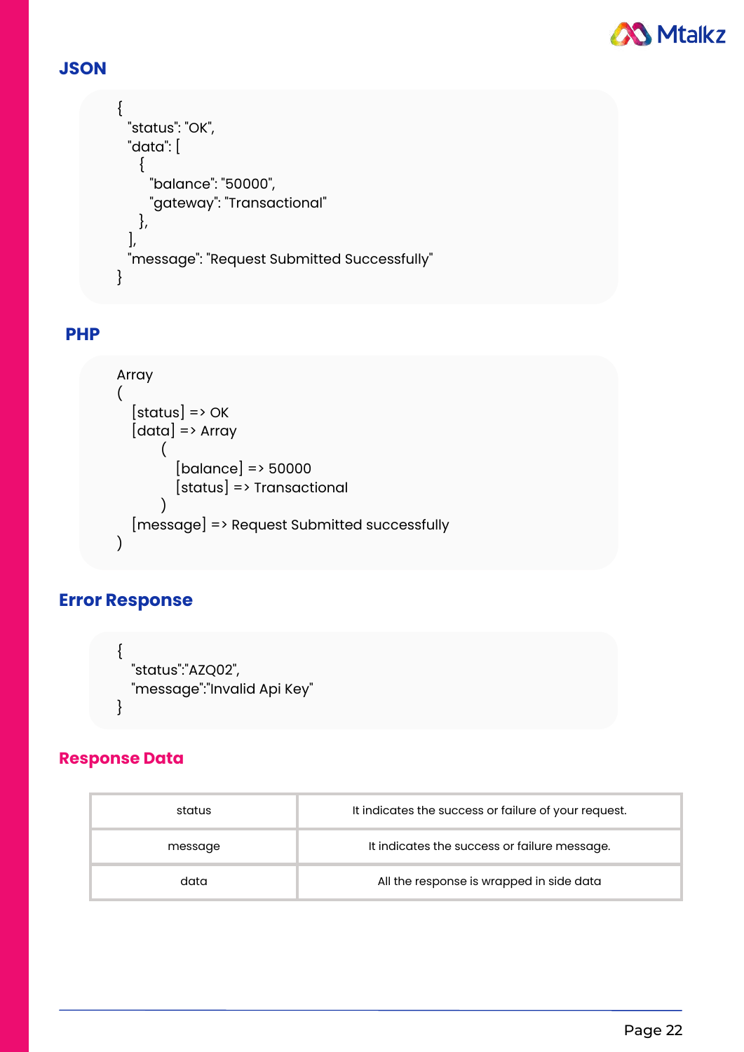## JSON

```
{
  "status": "OK",
  "data": [
    {
      "balance": "50000",
      "gateway": "Transactional"
    },
  ],
  "message": "Request Submitted Successfully"
}
```

## PHP

```
Array
(
   [status] => OK
   [data] => Array
        (
           [balance] => 50000
           [status] => Transactional
        )
   [message] => Request Submitted successfully
)
```

## Error Response

```
{
   "status":"AZQ02",
   "message":"Invalid Api Key"
}
```

## Response Data

| | |
|---|---|
| status | It indicates the success or failure of your request. |
| message | It indicates the success or failure message. |
| data | All the response is wrapped in side data |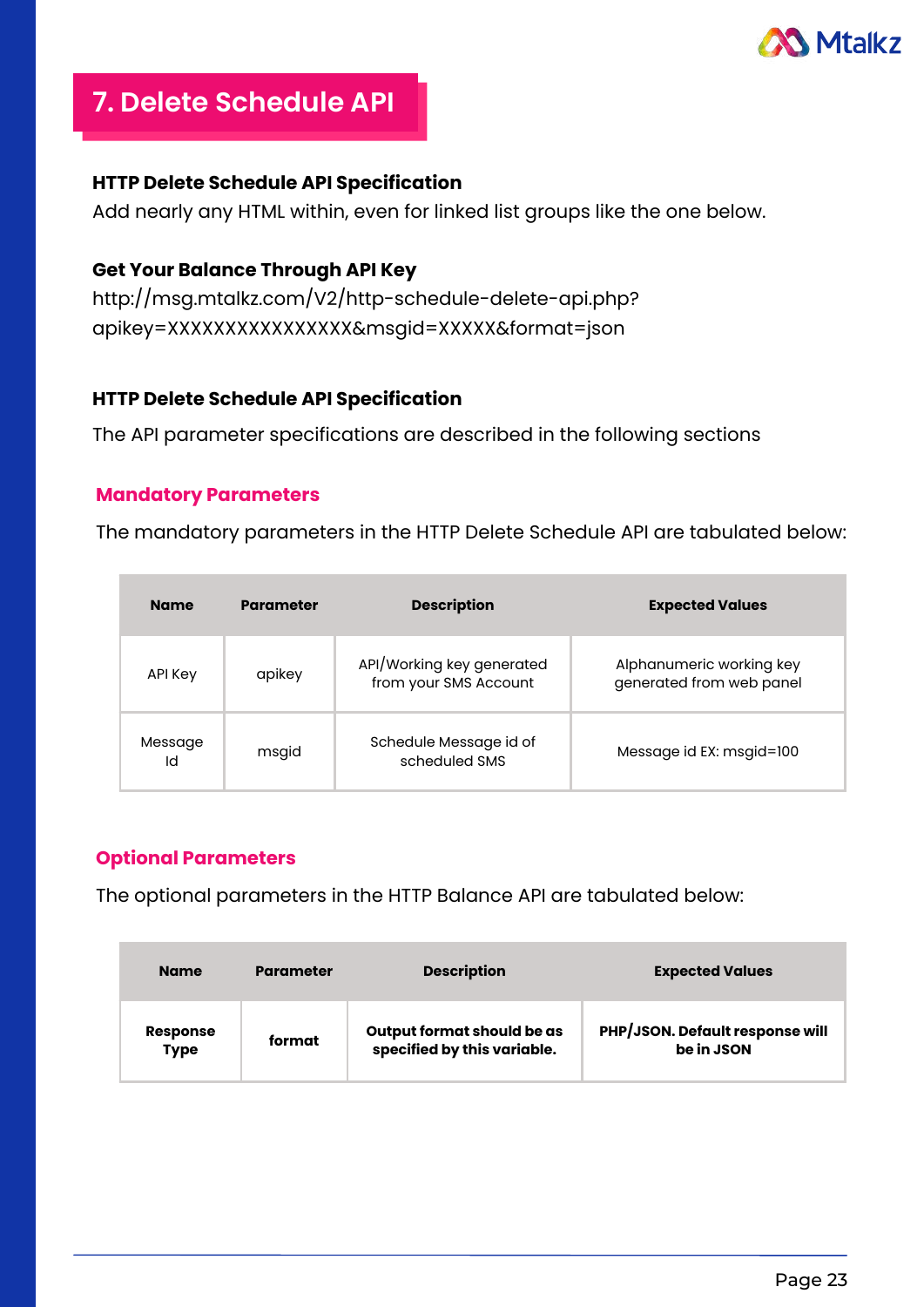## 7. Delete Schedule API

**HTTP Delete Schedule API Specification**

Add nearly any HTML within, even for linked list groups like the one below.

**Get Your Balance Through API Key**

http://msg.mtalkz.com/V2/http-schedule-delete-api.php?apikey=XXXXXXXXXXXXXXXX&msgid=XXXXX&format=json

**HTTP Delete Schedule API Specification**

The API parameter specifications are described in the following sections

### Mandatory Parameters

The mandatory parameters in the HTTP Delete Schedule API are tabulated below:

| Name | Parameter | Description | Expected Values |
|---|---|---|---|
| API Key | apikey | API/Working key generated from your SMS Account | Alphanumeric working key generated from web panel |
| Message Id | msgid | Schedule Message id of scheduled SMS | Message id EX: msgid=100 |

### Optional Parameters

The optional parameters in the HTTP Balance API are tabulated below:

| Name | Parameter | Description | Expected Values |
|---|---|---|---|
| **Response Type** | **format** | **Output format should be as specified by this variable.** | **PHP/JSON. Default response will be in JSON** |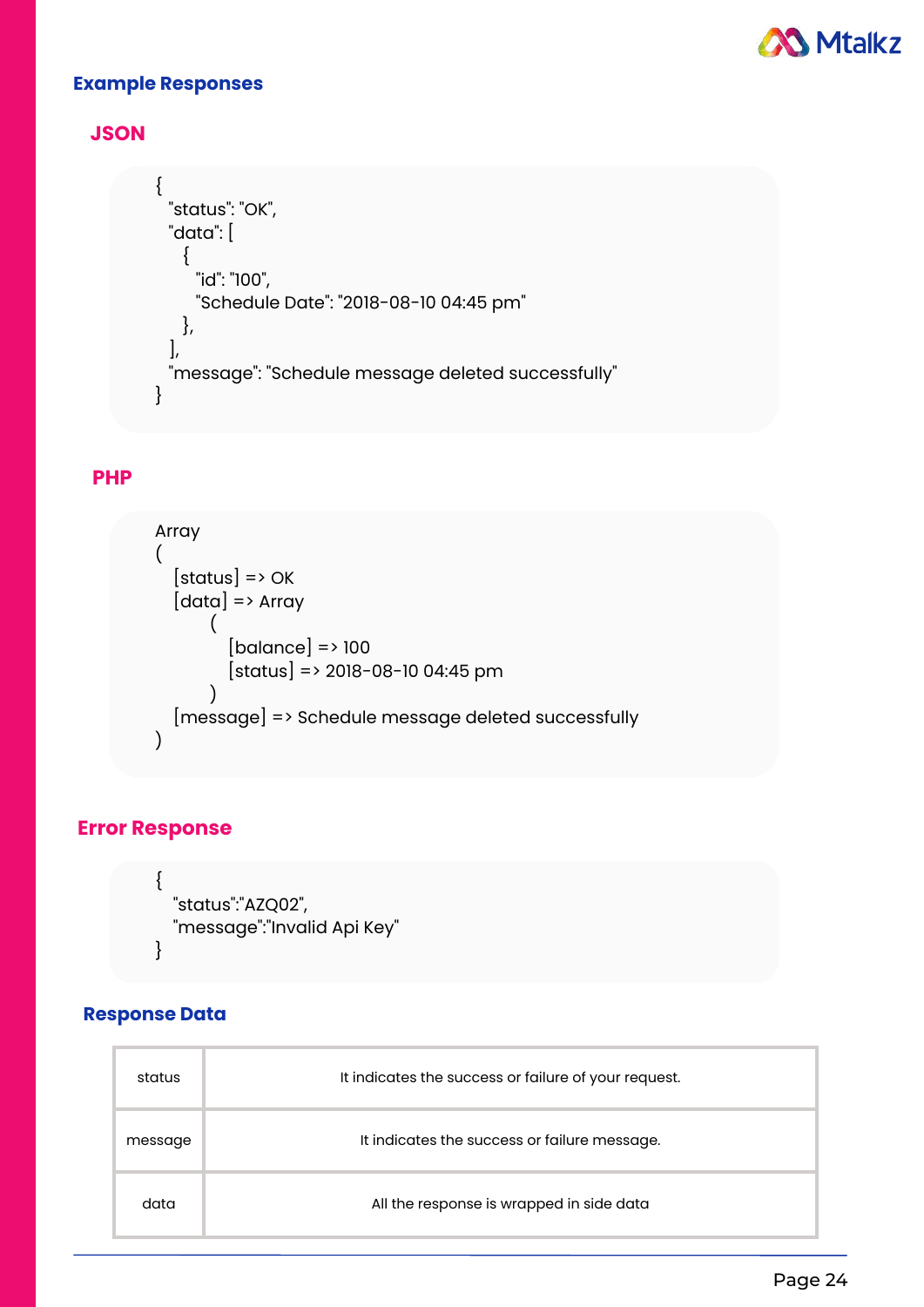## Example Responses

### JSON

```
{
  "status": "OK",
  "data": [
    {
      "id": "100",
      "Schedule Date": "2018-08-10 04:45 pm"
    },
  ],
  "message": "Schedule message deleted successfully"
}
```

### PHP

```
Array
(
   [status] => OK
   [data] => Array
        (
           [balance] => 100
           [status] => 2018-08-10 04:45 pm
        )
   [message] => Schedule message deleted successfully
)
```

### Error Response

```
{
   "status":"AZQ02",
   "message":"Invalid Api Key"
}
```

### Response Data

| | |
|---|---|
| status | It indicates the success or failure of your request. |
| message | It indicates the success or failure message. |
| data | All the response is wrapped in side data |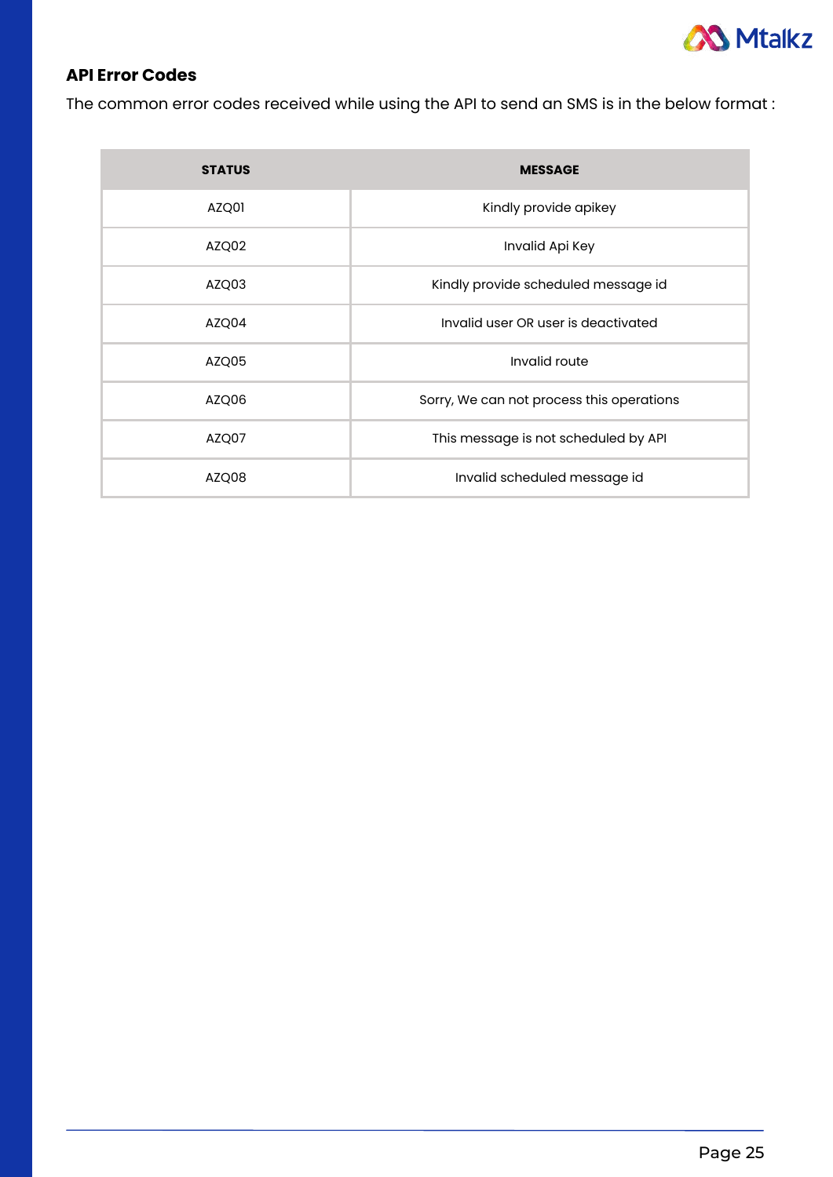## API Error Codes

The common error codes received while using the API to send an SMS is in the below format :

| STATUS | MESSAGE |
|---|---|
| AZQ01 | Kindly provide apikey |
| AZQ02 | Invalid Api Key |
| AZQ03 | Kindly provide scheduled message id |
| AZQ04 | Invalid user OR user is deactivated |
| AZQ05 | Invalid route |
| AZQ06 | Sorry, We can not process this operations |
| AZQ07 | This message is not scheduled by API |
| AZQ08 | Invalid scheduled message id |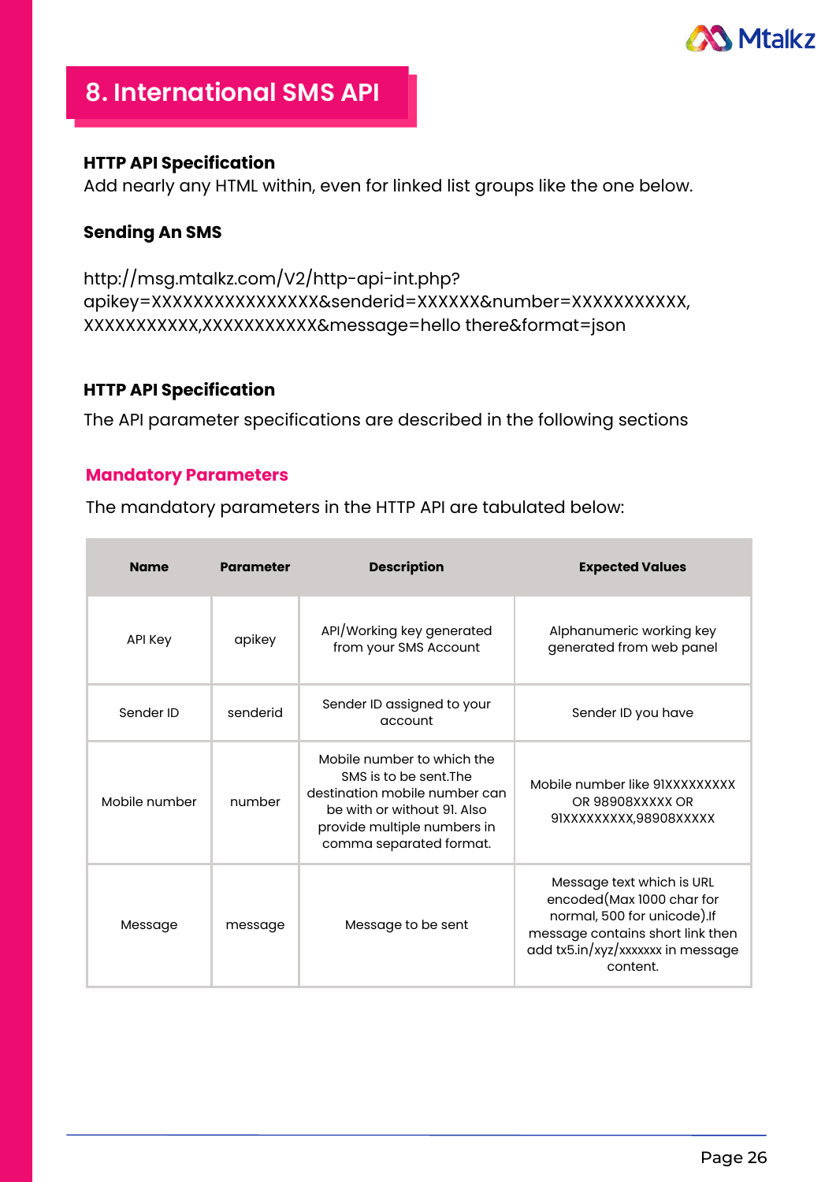# 8. International SMS API

**HTTP API Specification**

Add nearly any HTML within, even for linked list groups like the one below.

**Sending An SMS**

http://msg.mtalkz.com/V2/http-api-int.php?apikey=XXXXXXXXXXXXXXXX&senderid=XXXXXX&number=XXXXXXXXXXX,XXXXXXXXXXX,XXXXXXXXXXX&message=hello there&format=json

**HTTP API Specification**

The API parameter specifications are described in the following sections

### Mandatory Parameters

The mandatory parameters in the HTTP API are tabulated below:

| Name | Parameter | Description | Expected Values |
|---|---|---|---|
| API Key | apikey | API/Working key generated from your SMS Account | Alphanumeric working key generated from web panel |
| Sender ID | senderid | Sender ID assigned to your account | Sender ID you have |
| Mobile number | number | Mobile number to which the SMS is to be sent.The destination mobile number can be with or without 91. Also provide multiple numbers in comma separated format. | Mobile number like 91XXXXXXXXX OR 98908XXXXX OR 91XXXXXXXXX,98908XXXXX |
| Message | message | Message to be sent | Message text which is URL encoded(Max 1000 char for normal, 500 for unicode).If message contains short link then add tx5.in/xyz/xxxxxxx in message content. |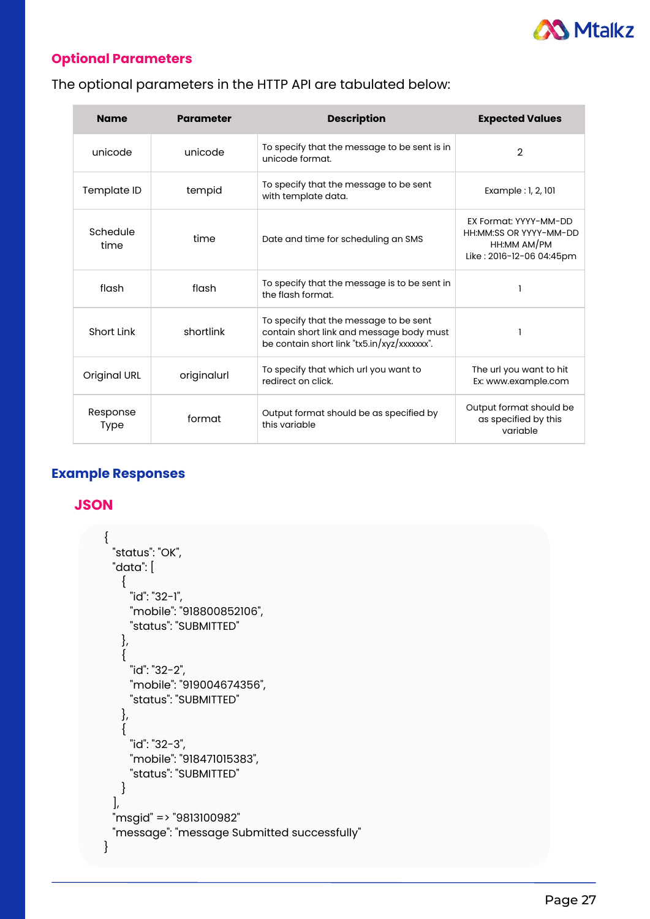## Optional Parameters

The optional parameters in the HTTP API are tabulated below:

| Name | Parameter | Description | Expected Values |
|---|---|---|---|
| unicode | unicode | To specify that the message to be sent is in unicode format. | 2 |
| Template ID | tempid | To specify that the message to be sent with template data. | Example : 1, 2, 101 |
| Schedule time | time | Date and time for scheduling an SMS | EX Format: YYYY-MM-DD HH:MM:SS OR YYYY-MM-DD HH:MM AM/PM Like : 2016-12-06 04:45pm |
| flash | flash | To specify that the message is to be sent in the flash format. | 1 |
| Short Link | shortlink | To specify that the message to be sent contain short link and message body must be contain short link "tx5.in/xyz/xxxxxxx". | 1 |
| Original URL | originalurl | To specify that which url you want to redirect on click. | The url you want to hit Ex: www.example.com |
| Response Type | format | Output format should be as specified by this variable | Output format should be as specified by this variable |

## Example Responses

### JSON

```
{
  "status": "OK",
  "data": [
    {
      "id": "32-1",
      "mobile": "918800852106",
      "status": "SUBMITTED"
    },
    {
      "id": "32-2",
      "mobile": "919004674356",
      "status": "SUBMITTED"
    },
    {
      "id": "32-3",
      "mobile": "918471015383",
      "status": "SUBMITTED"
    }
  ],
  "msgid" => "9813100982"
  "message": "message Submitted successfully"
}
```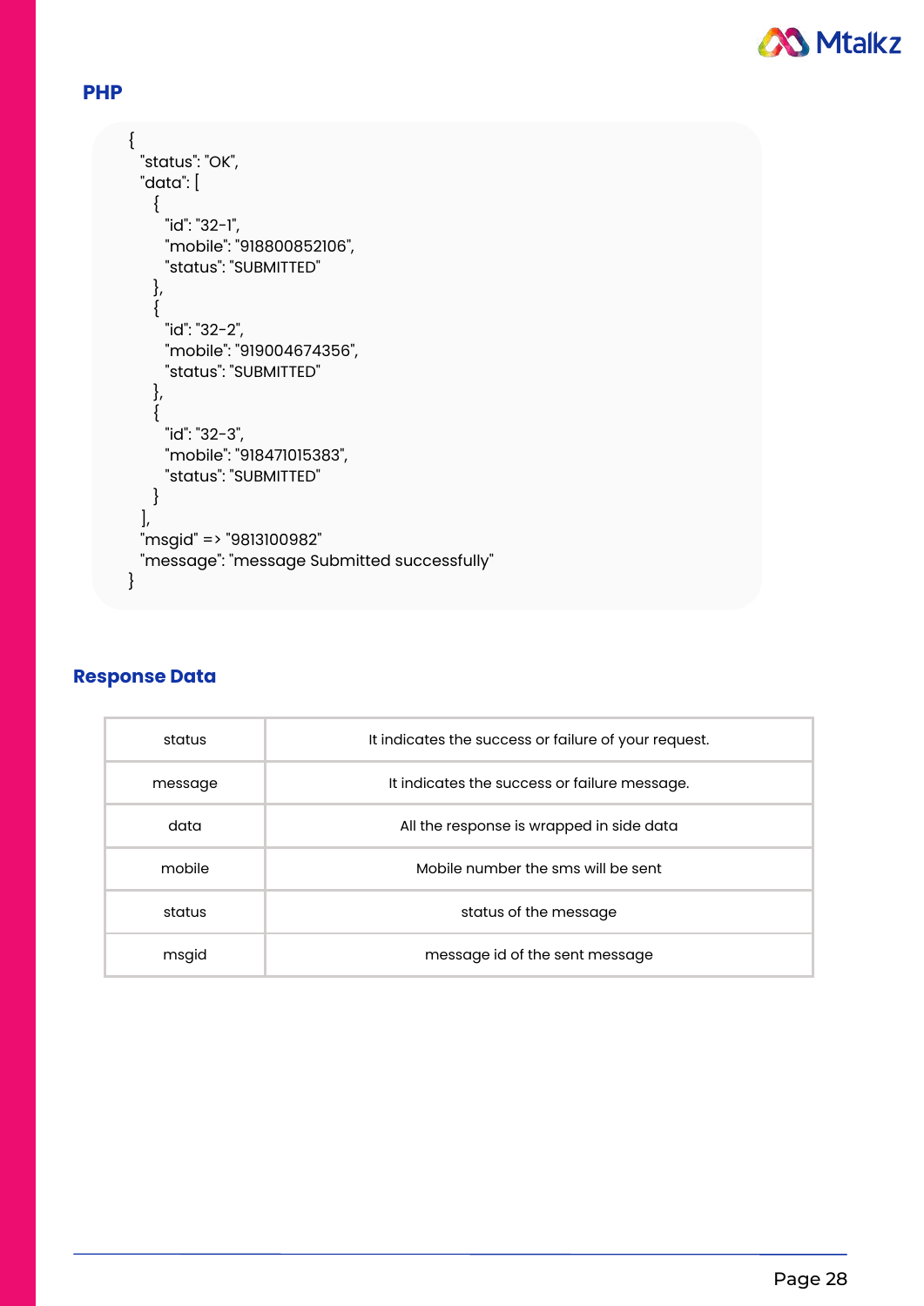## PHP

```
{
  "status": "OK",
  "data": [
    {
      "id": "32-1",
      "mobile": "918800852106",
      "status": "SUBMITTED"
    },
    {
      "id": "32-2",
      "mobile": "919004674356",
      "status": "SUBMITTED"
    },
    {
      "id": "32-3",
      "mobile": "918471015383",
      "status": "SUBMITTED"
    }
  ],
  "msgid" => "9813100982"
  "message": "message Submitted successfully"
}
```

## Response Data

| | |
|---|---|
| status | It indicates the success or failure of your request. |
| message | It indicates the success or failure message. |
| data | All the response is wrapped in side data |
| mobile | Mobile number the sms will be sent |
| status | status of the message |
| msgid | message id of the sent message |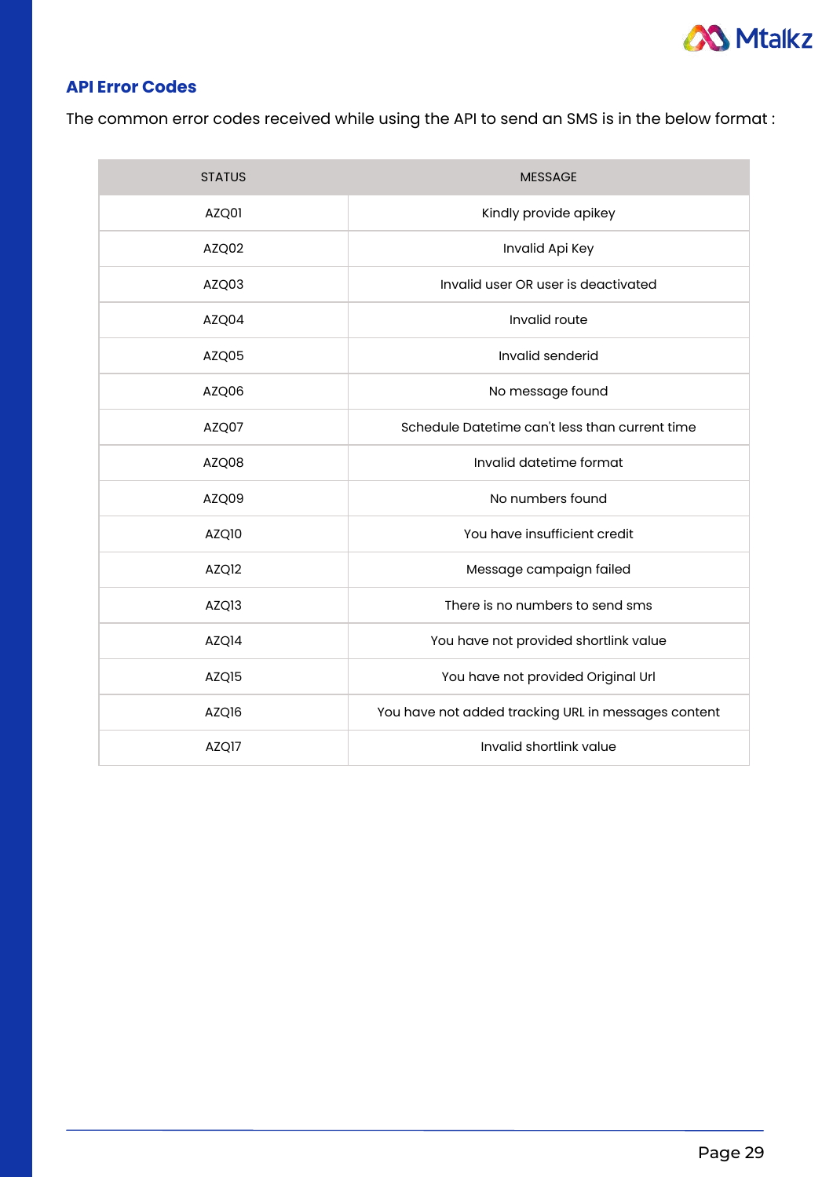## API Error Codes

The common error codes received while using the API to send an SMS is in the below format :

| STATUS | MESSAGE |
|---|---|
| AZQ01 | Kindly provide apikey |
| AZQ02 | Invalid Api Key |
| AZQ03 | Invalid user OR user is deactivated |
| AZQ04 | Invalid route |
| AZQ05 | Invalid senderid |
| AZQ06 | No message found |
| AZQ07 | Schedule Datetime can't less than current time |
| AZQ08 | Invalid datetime format |
| AZQ09 | No numbers found |
| AZQ10 | You have insufficient credit |
| AZQ12 | Message campaign failed |
| AZQ13 | There is no numbers to send sms |
| AZQ14 | You have not provided shortlink value |
| AZQ15 | You have not provided Original Url |
| AZQ16 | You have not added tracking URL in messages content |
| AZQ17 | Invalid shortlink value |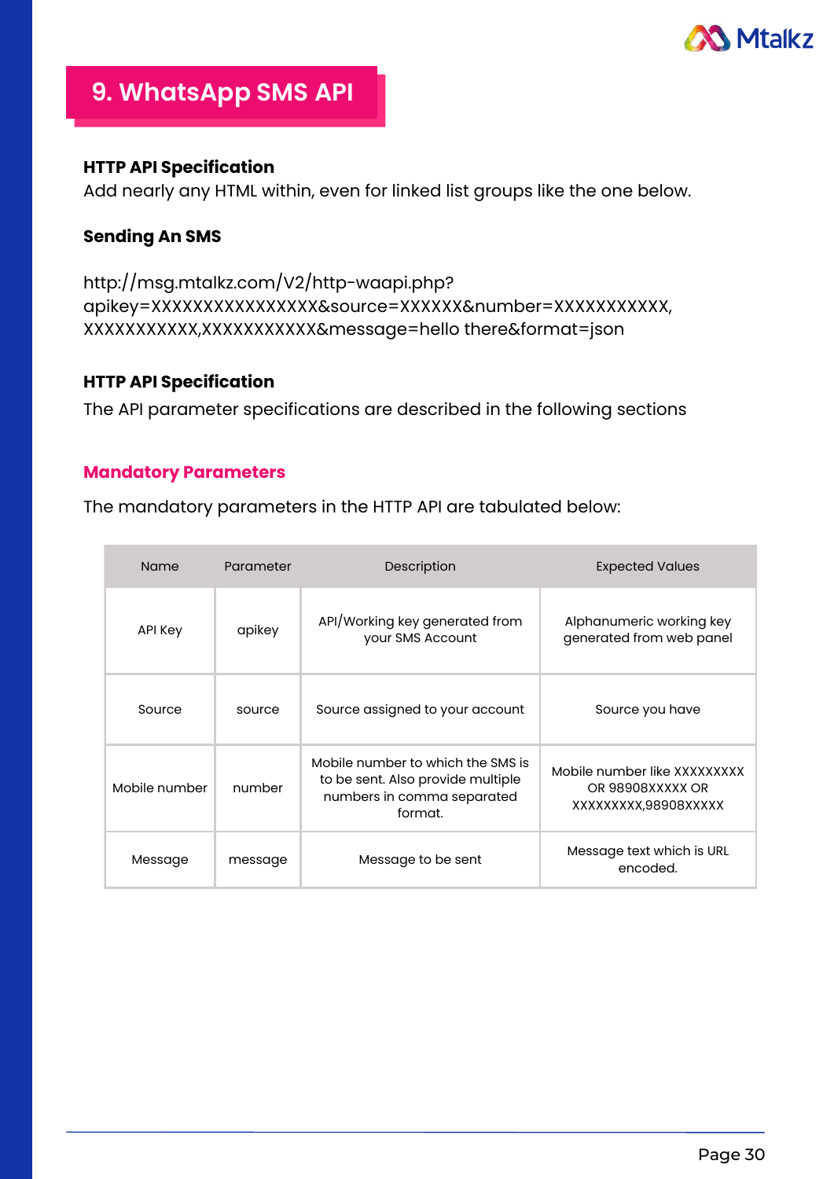# 9. WhatsApp SMS API

**HTTP API Specification**

Add nearly any HTML within, even for linked list groups like the one below.

**Sending An SMS**

http://msg.mtalkz.com/V2/http-waapi.php?apikey=XXXXXXXXXXXXXXXX&source=XXXXXX&number=XXXXXXXXXXX,XXXXXXXXXXX,XXXXXXXXXXX&message=hello there&format=json

**HTTP API Specification**

The API parameter specifications are described in the following sections

### Mandatory Parameters

The mandatory parameters in the HTTP API are tabulated below:

| Name | Parameter | Description | Expected Values |
|---|---|---|---|
| API Key | apikey | API/Working key generated from your SMS Account | Alphanumeric working key generated from web panel |
| Source | source | Source assigned to your account | Source you have |
| Mobile number | number | Mobile number to which the SMS is to be sent. Also provide multiple numbers in comma separated format. | Mobile number like XXXXXXXXX OR 98908XXXXX OR XXXXXXXXX,98908XXXXX |
| Message | message | Message to be sent | Message text which is URL encoded. |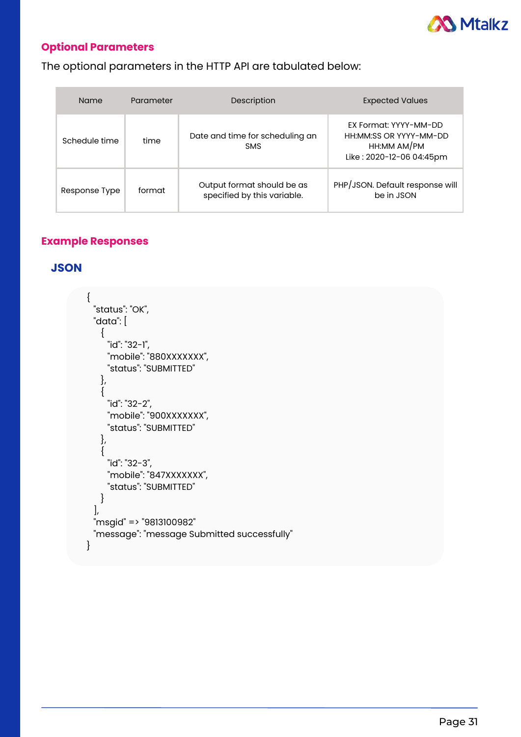## Optional Parameters

The optional parameters in the HTTP API are tabulated below:

| Name | Parameter | Description | Expected Values |
|---|---|---|---|
| Schedule time | time | Date and time for scheduling an SMS | EX Format: YYYY-MM-DD HH:MM:SS OR YYYY-MM-DD HH:MM AM/PM Like : 2020-12-06 04:45pm |
| Response Type | format | Output format should be as specified by this variable. | PHP/JSON. Default response will be in JSON |

## Example Responses

### JSON

```
{
  "status": "OK",
  "data": [
    {
      "id": "32-1",
      "mobile": "880XXXXXXX",
      "status": "SUBMITTED"
    },
    {
      "id": "32-2",
      "mobile": "900XXXXXXX",
      "status": "SUBMITTED"
    },
    {
      "id": "32-3",
      "mobile": "847XXXXXXX",
      "status": "SUBMITTED"
    }
  ],
  "msgid" => "9813100982"
  "message": "message Submitted successfully"
}
```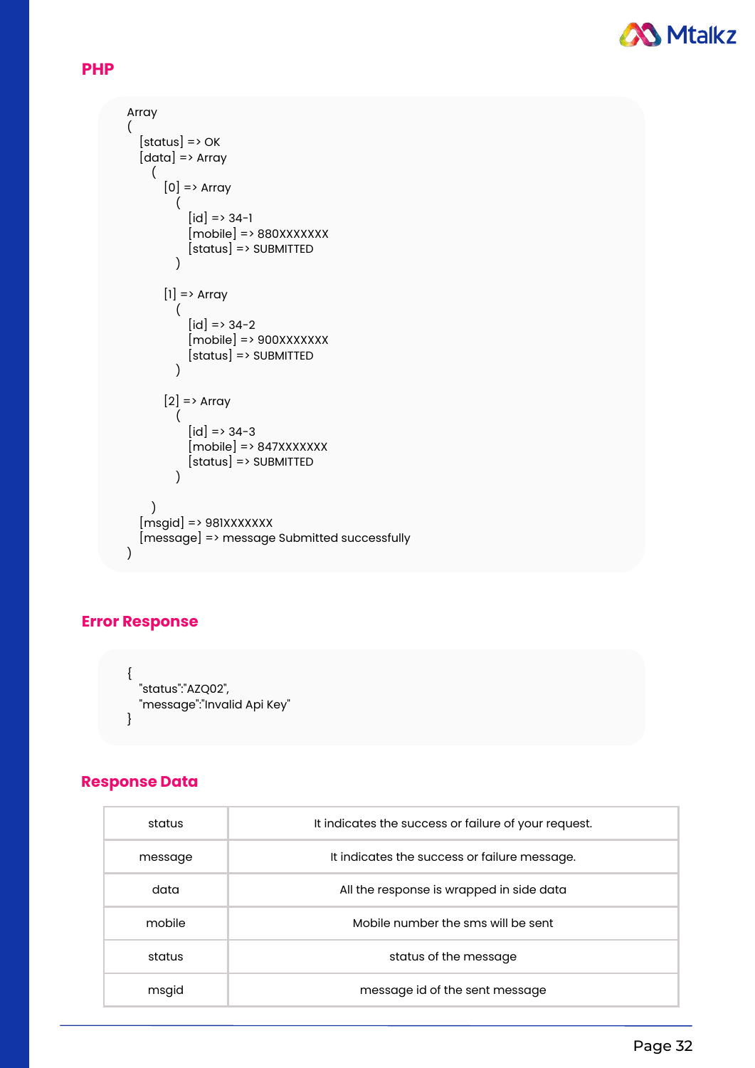## PHP

```
Array
(
    [status] => OK
    [data] => Array
        (
            [0] => Array
                (
                    [id] => 34-1
                    [mobile] => 880XXXXXXX
                    [status] => SUBMITTED
                )

            [1] => Array
                (
                    [id] => 34-2
                    [mobile] => 900XXXXXXX
                    [status] => SUBMITTED
                )

            [2] => Array
                (
                    [id] => 34-3
                    [mobile] => 847XXXXXXX
                    [status] => SUBMITTED
                )

        )
    [msgid] => 981XXXXXXX
    [message] => message Submitted successfully
)
```

## Error Response

```
{
    "status":"AZQ02",
    "message":"Invalid Api Key"
}
```

## Response Data

| | |
|---|---|
| status | It indicates the success or failure of your request. |
| message | It indicates the success or failure message. |
| data | All the response is wrapped in side data |
| mobile | Mobile number the sms will be sent |
| status | status of the message |
| msgid | message id of the sent message |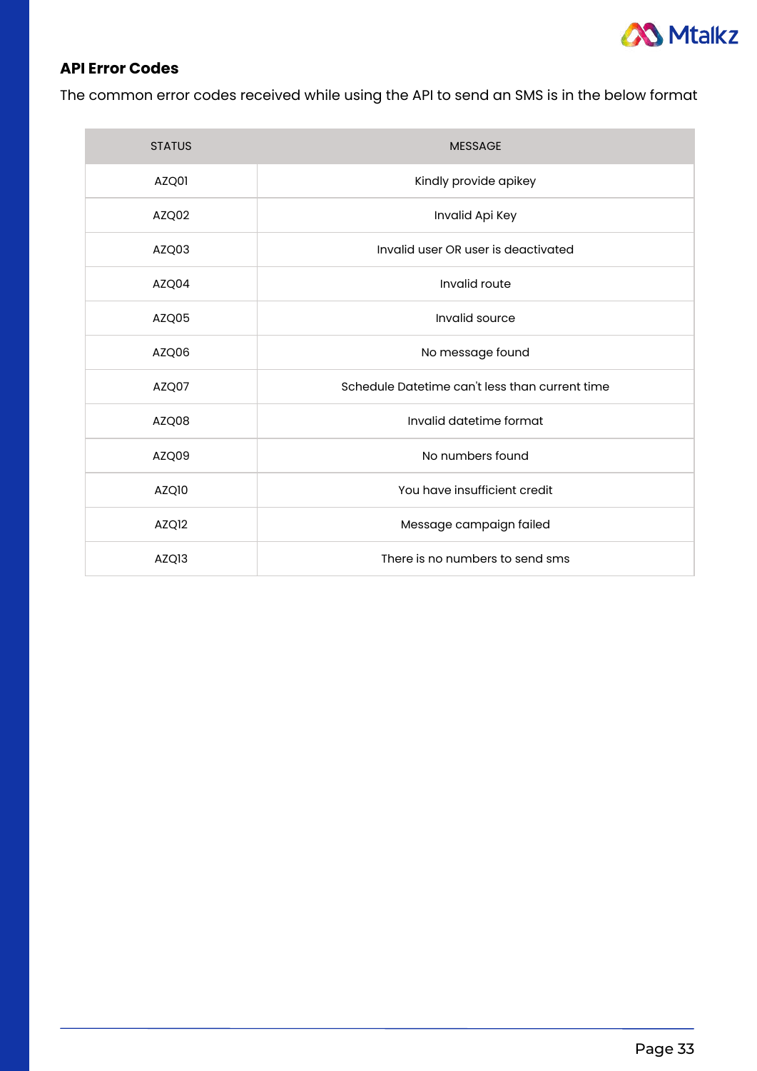## API Error Codes

The common error codes received while using the API to send an SMS is in the below format

| STATUS | MESSAGE |
|---|---|
| AZQ01 | Kindly provide apikey |
| AZQ02 | Invalid Api Key |
| AZQ03 | Invalid user OR user is deactivated |
| AZQ04 | Invalid route |
| AZQ05 | Invalid source |
| AZQ06 | No message found |
| AZQ07 | Schedule Datetime can't less than current time |
| AZQ08 | Invalid datetime format |
| AZQ09 | No numbers found |
| AZQ10 | You have insufficient credit |
| AZQ12 | Message campaign failed |
| AZQ13 | There is no numbers to send sms |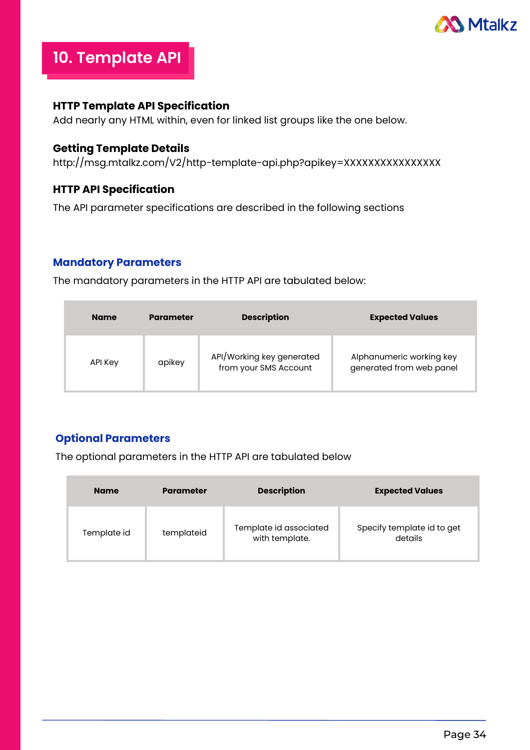# 10. Template API

### HTTP Template API Specification

Add nearly any HTML within, even for linked list groups like the one below.

### Getting Template Details

http://msg.mtalkz.com/V2/http-template-api.php?apikey=XXXXXXXXXXXXXXXX

### HTTP API Specification

The API parameter specifications are described in the following sections

## Mandatory Parameters

The mandatory parameters in the HTTP API are tabulated below:

| Name | Parameter | Description | Expected Values |
|---|---|---|---|
| API Key | apikey | API/Working key generated from your SMS Account | Alphanumeric working key generated from web panel |

## Optional Parameters

The optional parameters in the HTTP API are tabulated below

| Name | Parameter | Description | Expected Values |
|---|---|---|---|
| Template id | templateid | Template id associated with template. | Specify template id to get details |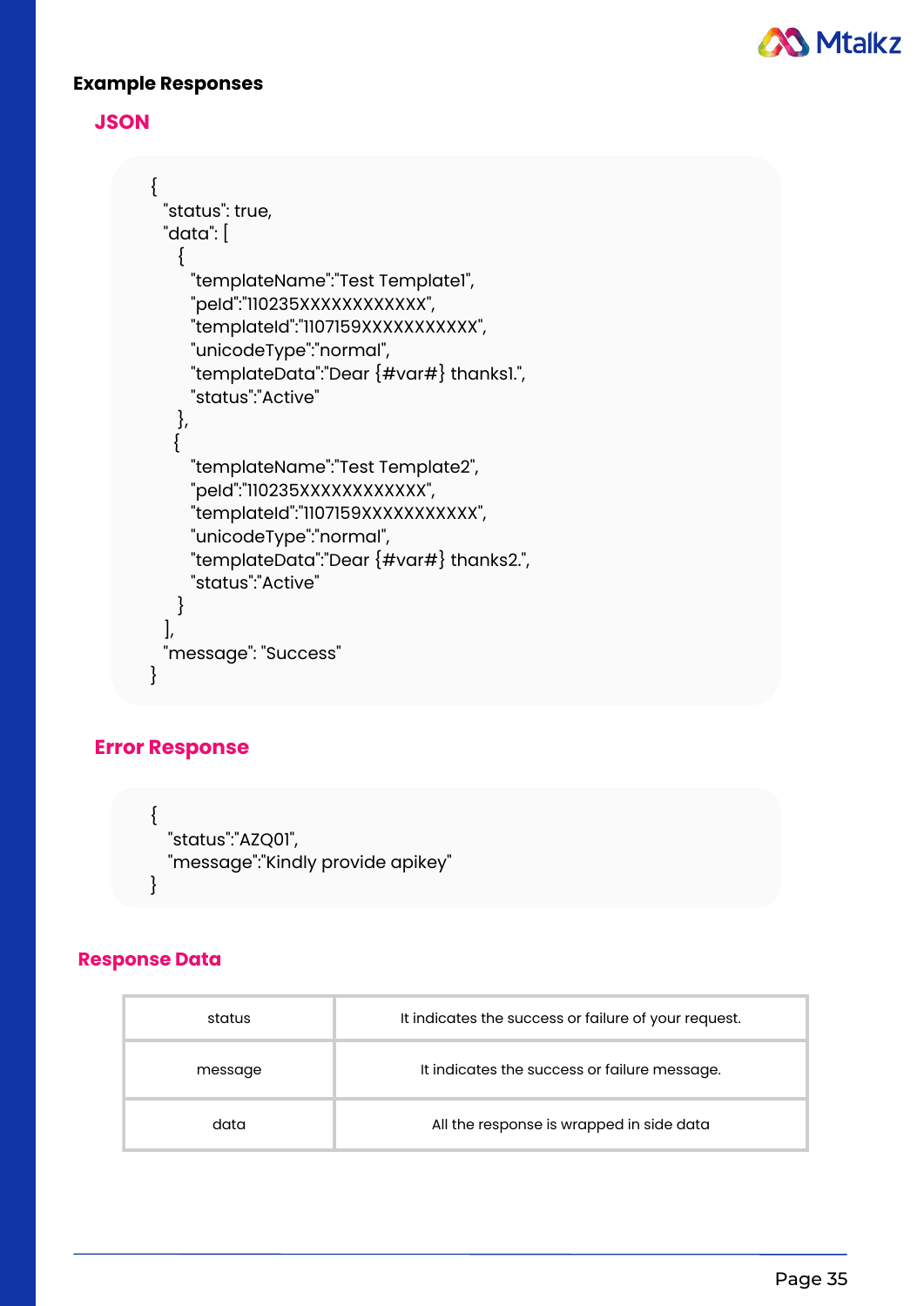## Example Responses

### JSON

```
{
  "status": true,
  "data": [
    {
      "templateName":"Test Template1",
      "peId":"110235XXXXXXXXXXXX",
      "templateId":"1107159XXXXXXXXXXX",
      "unicodeType":"normal",
      "templateData":"Dear {#var#} thanks1.",
      "status":"Active"
    },
    {
      "templateName":"Test Template2",
      "peId":"110235XXXXXXXXXXXX",
      "templateId":"1107159XXXXXXXXXXX",
      "unicodeType":"normal",
      "templateData":"Dear {#var#} thanks2.",
      "status":"Active"
    }
  ],
  "message": "Success"
}
```

### Error Response

```
{
  "status":"AZQ01",
  "message":"Kindly provide apikey"
}
```

### Response Data

| | |
|---|---|
| status | It indicates the success or failure of your request. |
| message | It indicates the success or failure message. |
| data | All the response is wrapped in side data |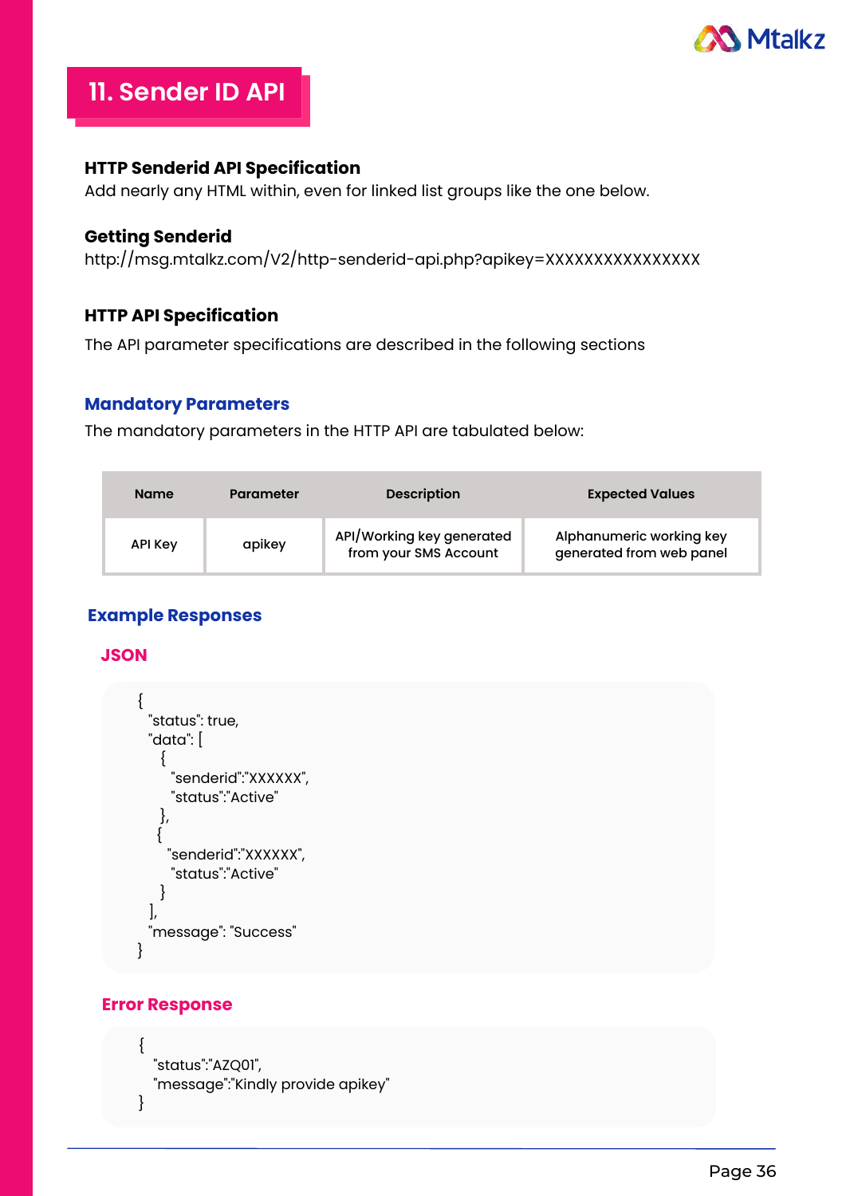# 11. Sender ID API

### HTTP Senderid API Specification

Add nearly any HTML within, even for linked list groups like the one below.

### Getting Senderid

http://msg.mtalkz.com/V2/http-senderid-api.php?apikey=XXXXXXXXXXXXXXXX

### HTTP API Specification

The API parameter specifications are described in the following sections

## Mandatory Parameters

The mandatory parameters in the HTTP API are tabulated below:

| Name | Parameter | Description | Expected Values |
|---|---|---|---|
| API Key | apikey | API/Working key generated from your SMS Account | Alphanumeric working key generated from web panel |

## Example Responses

### JSON

```
{
  "status": true,
  "data": [
    {
      "senderid":"XXXXXX",
      "status":"Active"
    },
    {
      "senderid":"XXXXXX",
      "status":"Active"
    }
  ],
  "message": "Success"
}
```

### Error Response

```
{
  "status":"AZQ01",
  "message":"Kindly provide apikey"
}
```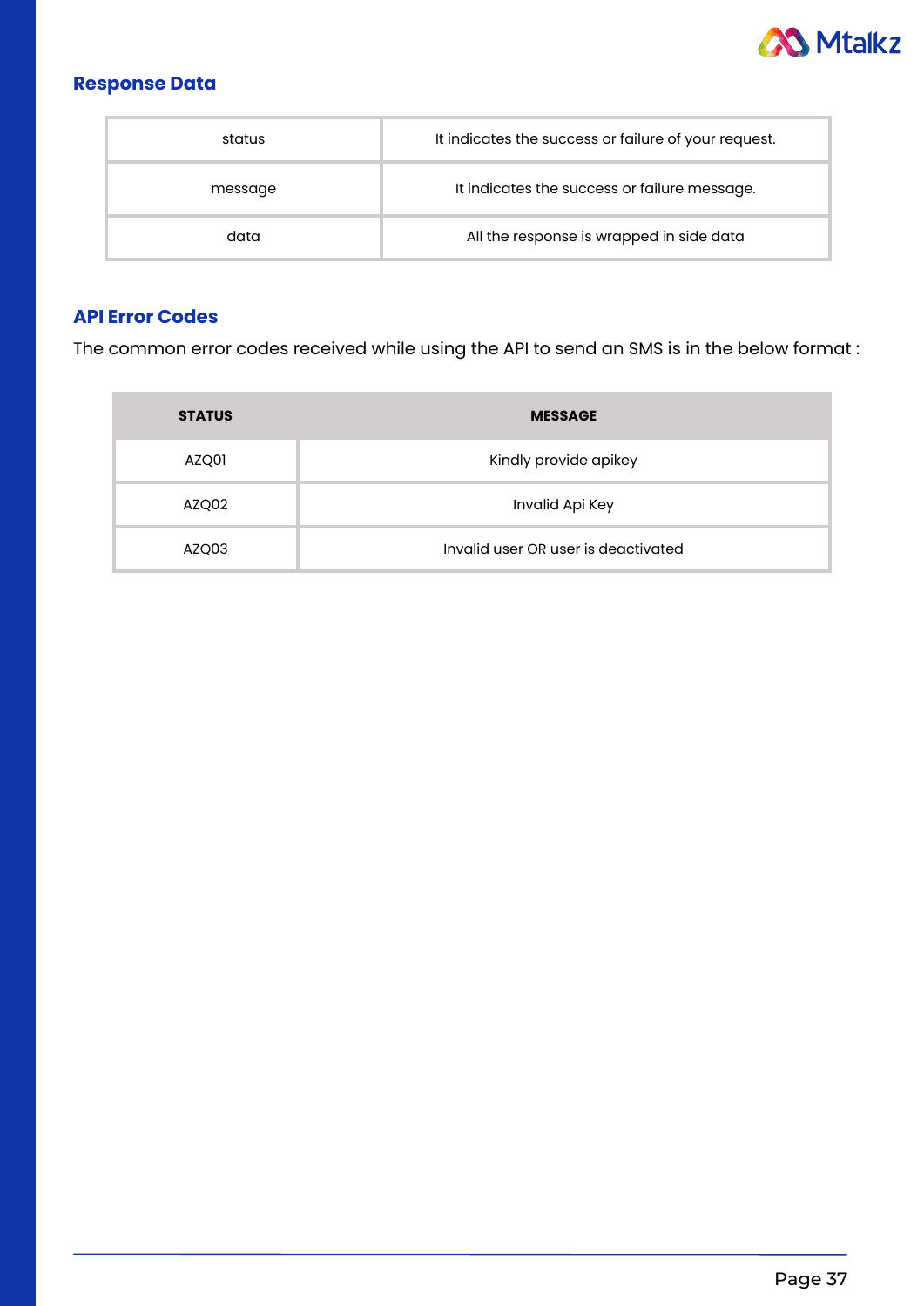## Response Data

| | |
|---|---|
| status | It indicates the success or failure of your request. |
| message | It indicates the success or failure message. |
| data | All the response is wrapped in side data |

## API Error Codes

The common error codes received while using the API to send an SMS is in the below format :

| STATUS | MESSAGE |
|---|---|
| AZQ01 | Kindly provide apikey |
| AZQ02 | Invalid Api Key |
| AZQ03 | Invalid user OR user is deactivated |